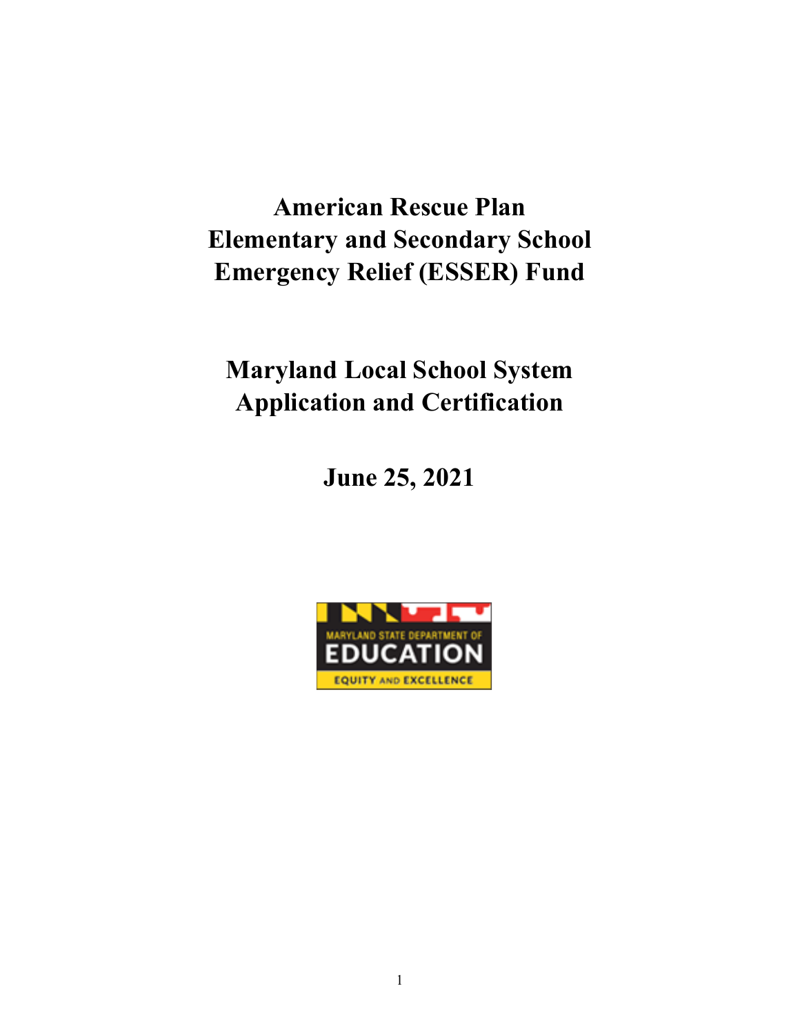# American Rescue Plan Elementary and Secondary School Emergency Relief (ESSER) Fund

## Maryland Local School System Application and Certification

**June 25, 2021**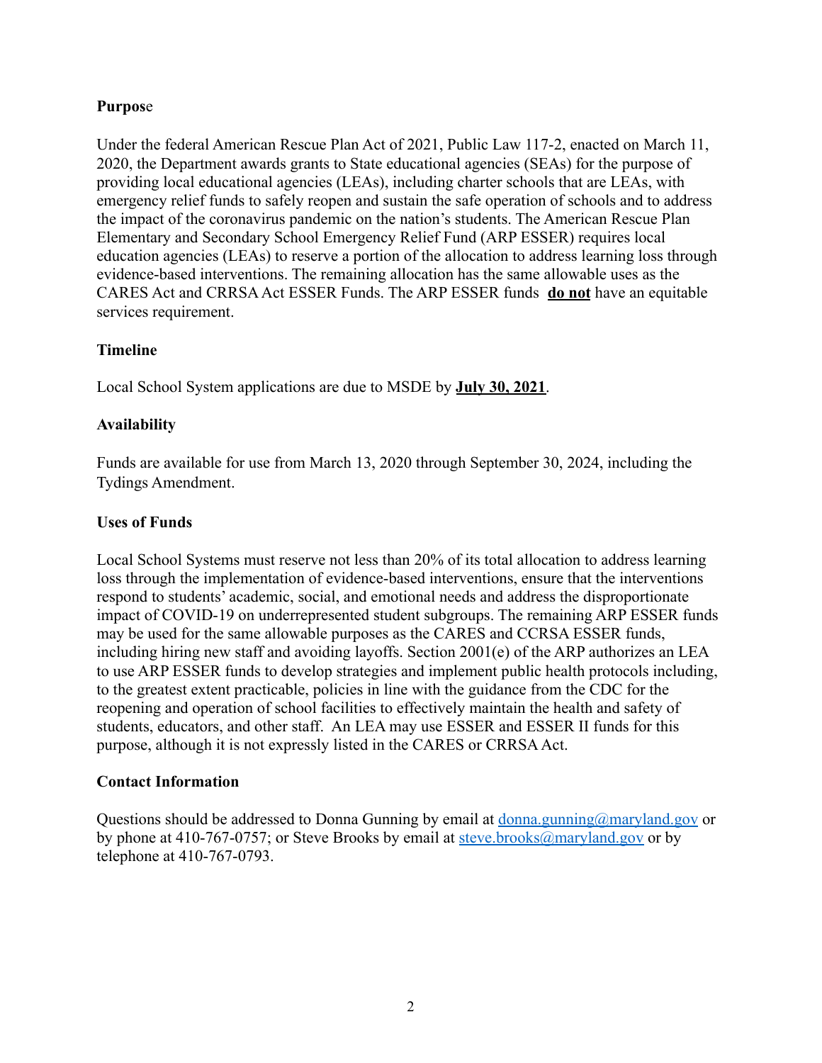**Purpose**

Under the federal American Rescue Plan Act of 2021, Public Law 117-2, enacted on March 11, 2020, the Department awards grants to State educational agencies (SEAs) for the purpose of providing local educational agencies (LEAs), including charter schools that are LEAs, with emergency relief funds to safely reopen and sustain the safe operation of schools and to address the impact of the coronavirus pandemic on the nation's students. The American Rescue Plan Elementary and Secondary School Emergency Relief Fund (ARP ESSER) requires local education agencies (LEAs) to reserve a portion of the allocation to address learning loss through evidence-based interventions. The remaining allocation has the same allowable uses as the CARES Act and CRRSA Act ESSER Funds. The ARP ESSER funds **do not** have an equitable services requirement.

**Timeline**

Local School System applications are due to MSDE by **July 30, 2021**.

**Availability**

Funds are available for use from March 13, 2020 through September 30, 2024, including the Tydings Amendment.

**Uses of Funds**

Local School Systems must reserve not less than 20% of its total allocation to address learning loss through the implementation of evidence-based interventions, ensure that the interventions respond to students' academic, social, and emotional needs and address the disproportionate impact of COVID-19 on underrepresented student subgroups. The remaining ARP ESSER funds may be used for the same allowable purposes as the CARES and CCRSA ESSER funds, including hiring new staff and avoiding layoffs. Section 2001(e) of the ARP authorizes an LEA to use ARP ESSER funds to develop strategies and implement public health protocols including, to the greatest extent practicable, policies in line with the guidance from the CDC for the reopening and operation of school facilities to effectively maintain the health and safety of students, educators, and other staff. An LEA may use ESSER and ESSER II funds for this purpose, although it is not expressly listed in the CARES or CRRSA Act.

**Contact Information**

Questions should be addressed to Donna Gunning by email at donna.gunning@maryland.gov or by phone at 410-767-0757; or Steve Brooks by email at steve.brooks@maryland.gov or by telephone at 410-767-0793.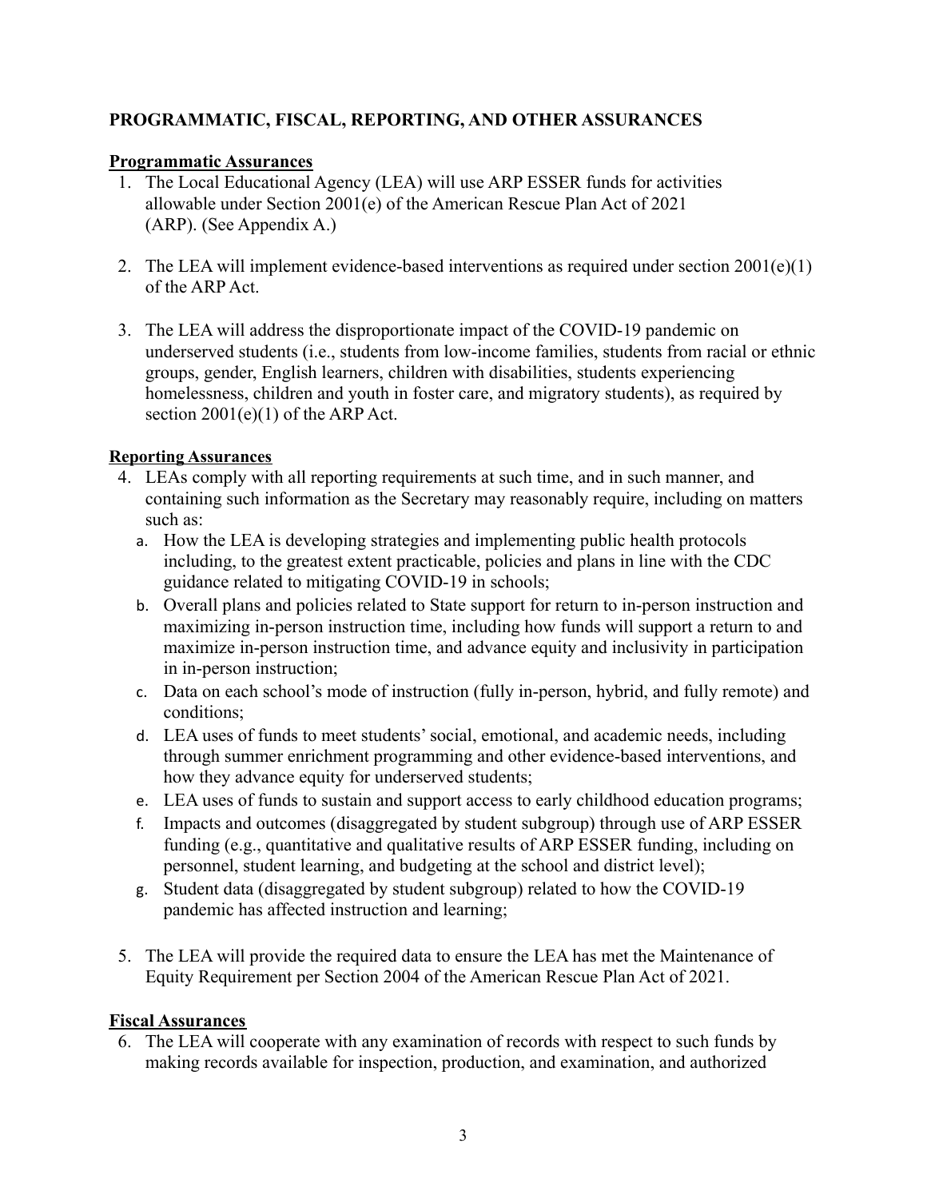**PROGRAMMATIC, FISCAL, REPORTING, AND OTHER ASSURANCES**

**Programmatic Assurances**

1. The Local Educational Agency (LEA) will use ARP ESSER funds for activities allowable under Section 2001(e) of the American Rescue Plan Act of 2021 (ARP). (See Appendix A.)

2. The LEA will implement evidence-based interventions as required under section 2001(e)(1) of the ARP Act.

3. The LEA will address the disproportionate impact of the COVID-19 pandemic on underserved students (i.e., students from low-income families, students from racial or ethnic groups, gender, English learners, children with disabilities, students experiencing homelessness, children and youth in foster care, and migratory students), as required by section 2001(e)(1) of the ARP Act.

**Reporting Assurances**

4. LEAs comply with all reporting requirements at such time, and in such manner, and containing such information as the Secretary may reasonably require, including on matters such as:
   a. How the LEA is developing strategies and implementing public health protocols including, to the greatest extent practicable, policies and plans in line with the CDC guidance related to mitigating COVID-19 in schools;
   b. Overall plans and policies related to State support for return to in-person instruction and maximizing in-person instruction time, including how funds will support a return to and maximize in-person instruction time, and advance equity and inclusivity in participation in in-person instruction;
   c. Data on each school's mode of instruction (fully in-person, hybrid, and fully remote) and conditions;
   d. LEA uses of funds to meet students' social, emotional, and academic needs, including through summer enrichment programming and other evidence-based interventions, and how they advance equity for underserved students;
   e. LEA uses of funds to sustain and support access to early childhood education programs;
   f. Impacts and outcomes (disaggregated by student subgroup) through use of ARP ESSER funding (e.g., quantitative and qualitative results of ARP ESSER funding, including on personnel, student learning, and budgeting at the school and district level);
   g. Student data (disaggregated by student subgroup) related to how the COVID-19 pandemic has affected instruction and learning;

5. The LEA will provide the required data to ensure the LEA has met the Maintenance of Equity Requirement per Section 2004 of the American Rescue Plan Act of 2021.

**Fiscal Assurances**

6. The LEA will cooperate with any examination of records with respect to such funds by making records available for inspection, production, and examination, and authorized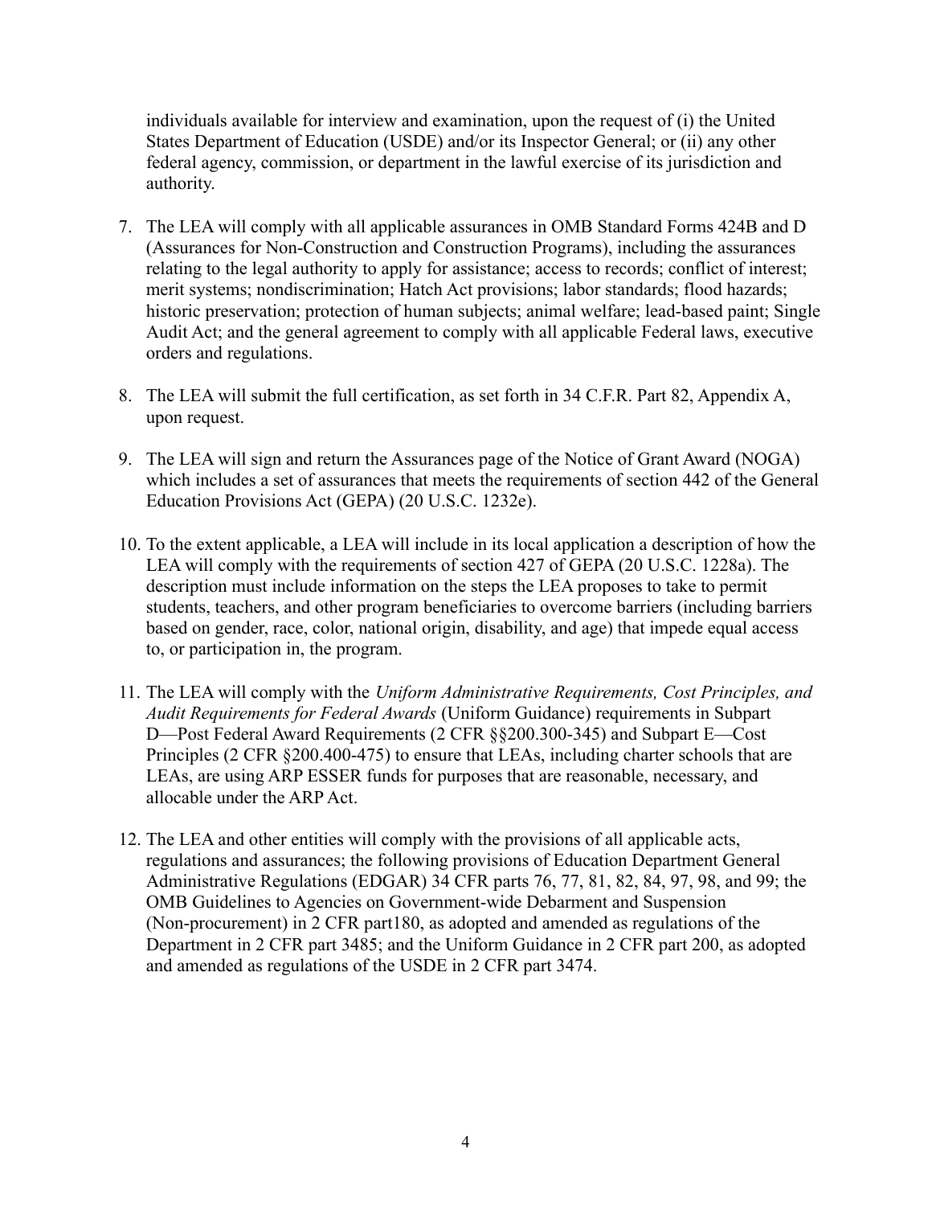individuals available for interview and examination, upon the request of (i) the United States Department of Education (USDE) and/or its Inspector General; or (ii) any other federal agency, commission, or department in the lawful exercise of its jurisdiction and authority.

7. The LEA will comply with all applicable assurances in OMB Standard Forms 424B and D (Assurances for Non-Construction and Construction Programs), including the assurances relating to the legal authority to apply for assistance; access to records; conflict of interest; merit systems; nondiscrimination; Hatch Act provisions; labor standards; flood hazards; historic preservation; protection of human subjects; animal welfare; lead-based paint; Single Audit Act; and the general agreement to comply with all applicable Federal laws, executive orders and regulations.

8. The LEA will submit the full certification, as set forth in 34 C.F.R. Part 82, Appendix A, upon request.

9. The LEA will sign and return the Assurances page of the Notice of Grant Award (NOGA) which includes a set of assurances that meets the requirements of section 442 of the General Education Provisions Act (GEPA) (20 U.S.C. 1232e).

10. To the extent applicable, a LEA will include in its local application a description of how the LEA will comply with the requirements of section 427 of GEPA (20 U.S.C. 1228a). The description must include information on the steps the LEA proposes to take to permit students, teachers, and other program beneficiaries to overcome barriers (including barriers based on gender, race, color, national origin, disability, and age) that impede equal access to, or participation in, the program.

11. The LEA will comply with the *Uniform Administrative Requirements, Cost Principles, and Audit Requirements for Federal Awards* (Uniform Guidance) requirements in Subpart D—Post Federal Award Requirements (2 CFR §§200.300-345) and Subpart E—Cost Principles (2 CFR §200.400-475) to ensure that LEAs, including charter schools that are LEAs, are using ARP ESSER funds for purposes that are reasonable, necessary, and allocable under the ARP Act.

12. The LEA and other entities will comply with the provisions of all applicable acts, regulations and assurances; the following provisions of Education Department General Administrative Regulations (EDGAR) 34 CFR parts 76, 77, 81, 82, 84, 97, 98, and 99; the OMB Guidelines to Agencies on Government-wide Debarment and Suspension (Non-procurement) in 2 CFR part180, as adopted and amended as regulations of the Department in 2 CFR part 3485; and the Uniform Guidance in 2 CFR part 200, as adopted and amended as regulations of the USDE in 2 CFR part 3474.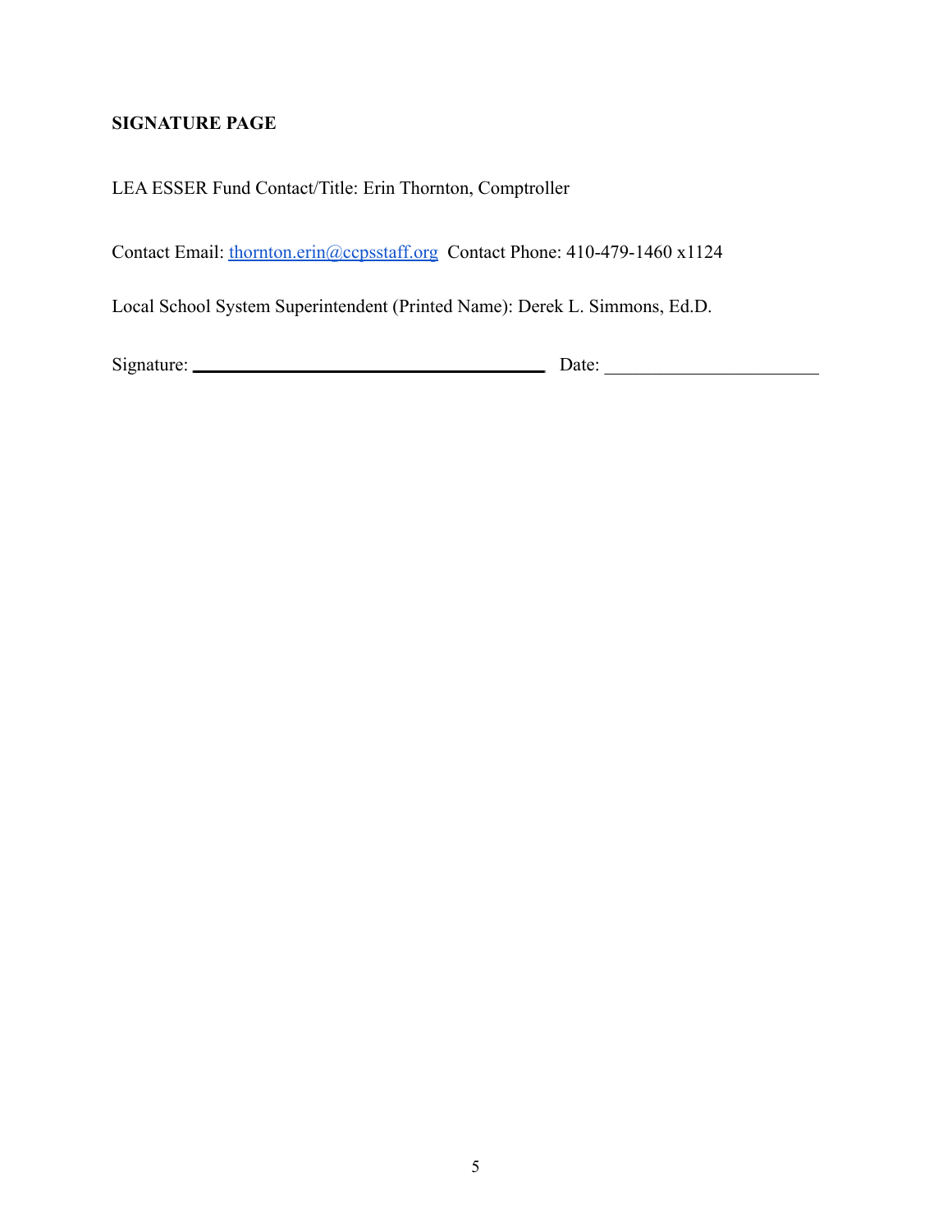**SIGNATURE PAGE**

LEA ESSER Fund Contact/Title: Erin Thornton, Comptroller

Contact Email: thornton.erin@ccpsstaff.org Contact Phone: 410-479-1460 x1124

Local School System Superintendent (Printed Name): Derek L. Simmons, Ed.D.

Signature: ______________________________ Date: ____________________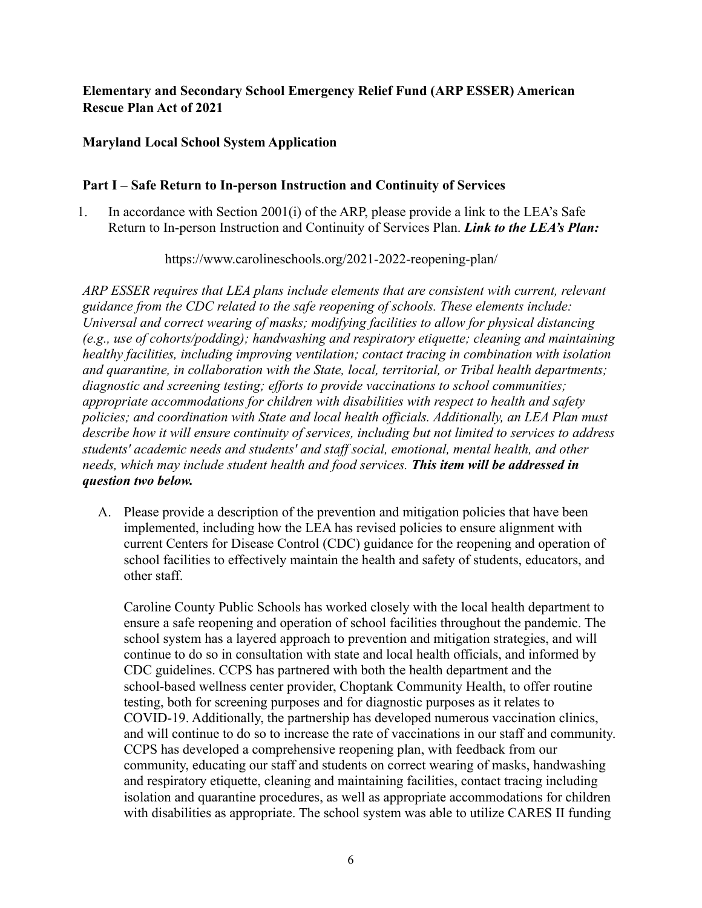**Elementary and Secondary School Emergency Relief Fund (ARP ESSER) American Rescue Plan Act of 2021**

**Maryland Local School System Application**

**Part I – Safe Return to In-person Instruction and Continuity of Services**

1. In accordance with Section 2001(i) of the ARP, please provide a link to the LEA's Safe Return to In-person Instruction and Continuity of Services Plan. ***Link to the LEA's Plan:***

   https://www.carolineschools.org/2021-2022-reopening-plan/

*ARP ESSER requires that LEA plans include elements that are consistent with current, relevant guidance from the CDC related to the safe reopening of schools. These elements include: Universal and correct wearing of masks; modifying facilities to allow for physical distancing (e.g., use of cohorts/podding); handwashing and respiratory etiquette; cleaning and maintaining healthy facilities, including improving ventilation; contact tracing in combination with isolation and quarantine, in collaboration with the State, local, territorial, or Tribal health departments; diagnostic and screening testing; efforts to provide vaccinations to school communities; appropriate accommodations for children with disabilities with respect to health and safety policies; and coordination with State and local health officials. Additionally, an LEA Plan must describe how it will ensure continuity of services, including but not limited to services to address students' academic needs and students' and staff social, emotional, mental health, and other needs, which may include student health and food services.* ***This item will be addressed in question two below.***

A. Please provide a description of the prevention and mitigation policies that have been implemented, including how the LEA has revised policies to ensure alignment with current Centers for Disease Control (CDC) guidance for the reopening and operation of school facilities to effectively maintain the health and safety of students, educators, and other staff.

   Caroline County Public Schools has worked closely with the local health department to ensure a safe reopening and operation of school facilities throughout the pandemic. The school system has a layered approach to prevention and mitigation strategies, and will continue to do so in consultation with state and local health officials, and informed by CDC guidelines. CCPS has partnered with both the health department and the school-based wellness center provider, Choptank Community Health, to offer routine testing, both for screening purposes and for diagnostic purposes as it relates to COVID-19. Additionally, the partnership has developed numerous vaccination clinics, and will continue to do so to increase the rate of vaccinations in our staff and community. CCPS has developed a comprehensive reopening plan, with feedback from our community, educating our staff and students on correct wearing of masks, handwashing and respiratory etiquette, cleaning and maintaining facilities, contact tracing including isolation and quarantine procedures, as well as appropriate accommodations for children with disabilities as appropriate. The school system was able to utilize CARES II funding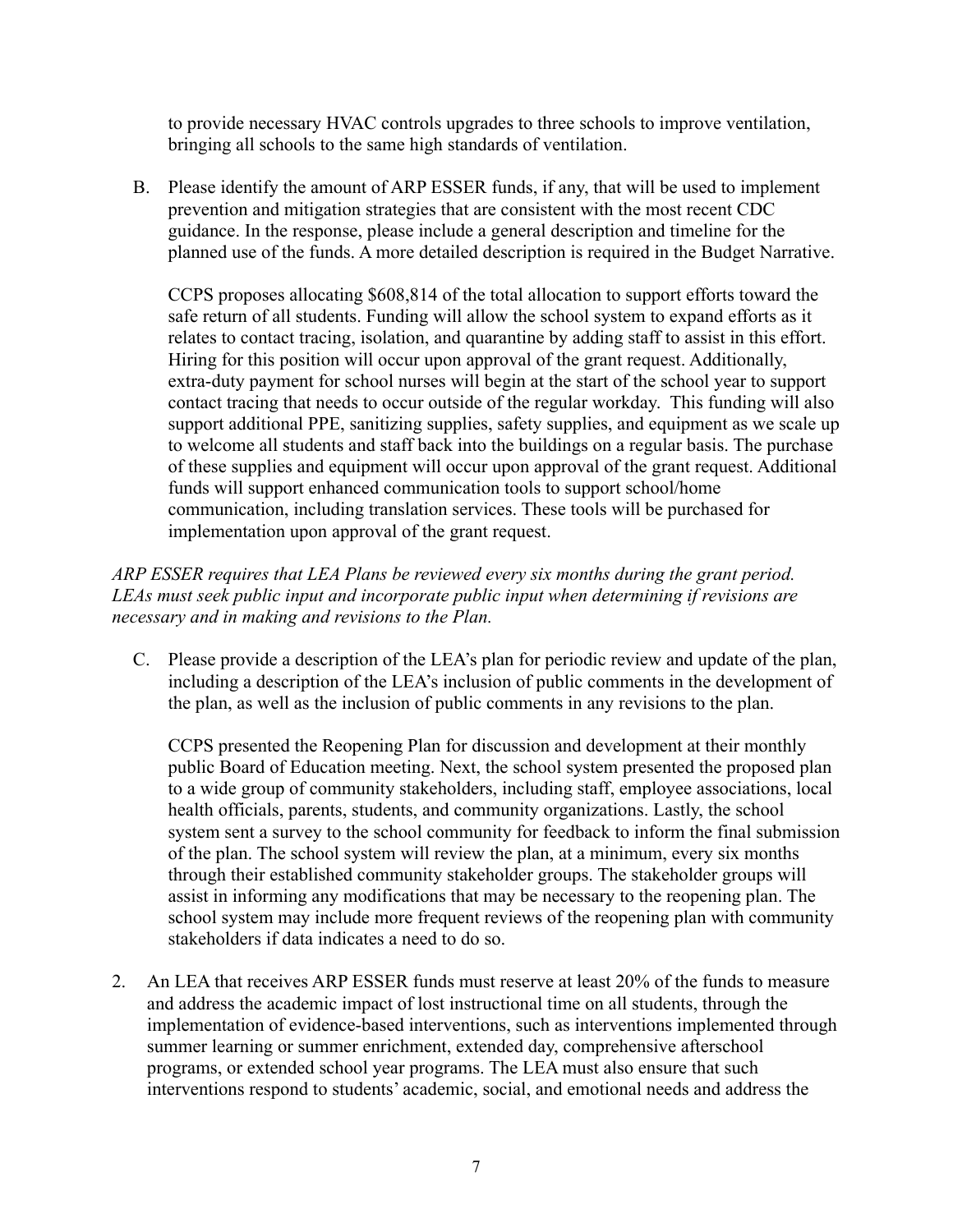to provide necessary HVAC controls upgrades to three schools to improve ventilation, bringing all schools to the same high standards of ventilation.

B. Please identify the amount of ARP ESSER funds, if any, that will be used to implement prevention and mitigation strategies that are consistent with the most recent CDC guidance. In the response, please include a general description and timeline for the planned use of the funds. A more detailed description is required in the Budget Narrative.

   CCPS proposes allocating $608,814 of the total allocation to support efforts toward the safe return of all students. Funding will allow the school system to expand efforts as it relates to contact tracing, isolation, and quarantine by adding staff to assist in this effort. Hiring for this position will occur upon approval of the grant request. Additionally, extra-duty payment for school nurses will begin at the start of the school year to support contact tracing that needs to occur outside of the regular workday. This funding will also support additional PPE, sanitizing supplies, safety supplies, and equipment as we scale up to welcome all students and staff back into the buildings on a regular basis. The purchase of these supplies and equipment will occur upon approval of the grant request. Additional funds will support enhanced communication tools to support school/home communication, including translation services. These tools will be purchased for implementation upon approval of the grant request.

*ARP ESSER requires that LEA Plans be reviewed every six months during the grant period. LEAs must seek public input and incorporate public input when determining if revisions are necessary and in making and revisions to the Plan.*

C. Please provide a description of the LEA's plan for periodic review and update of the plan, including a description of the LEA's inclusion of public comments in the development of the plan, as well as the inclusion of public comments in any revisions to the plan.

   CCPS presented the Reopening Plan for discussion and development at their monthly public Board of Education meeting. Next, the school system presented the proposed plan to a wide group of community stakeholders, including staff, employee associations, local health officials, parents, students, and community organizations. Lastly, the school system sent a survey to the school community for feedback to inform the final submission of the plan. The school system will review the plan, at a minimum, every six months through their established community stakeholder groups. The stakeholder groups will assist in informing any modifications that may be necessary to the reopening plan. The school system may include more frequent reviews of the reopening plan with community stakeholders if data indicates a need to do so.

2. An LEA that receives ARP ESSER funds must reserve at least 20% of the funds to measure and address the academic impact of lost instructional time on all students, through the implementation of evidence-based interventions, such as interventions implemented through summer learning or summer enrichment, extended day, comprehensive afterschool programs, or extended school year programs. The LEA must also ensure that such interventions respond to students' academic, social, and emotional needs and address the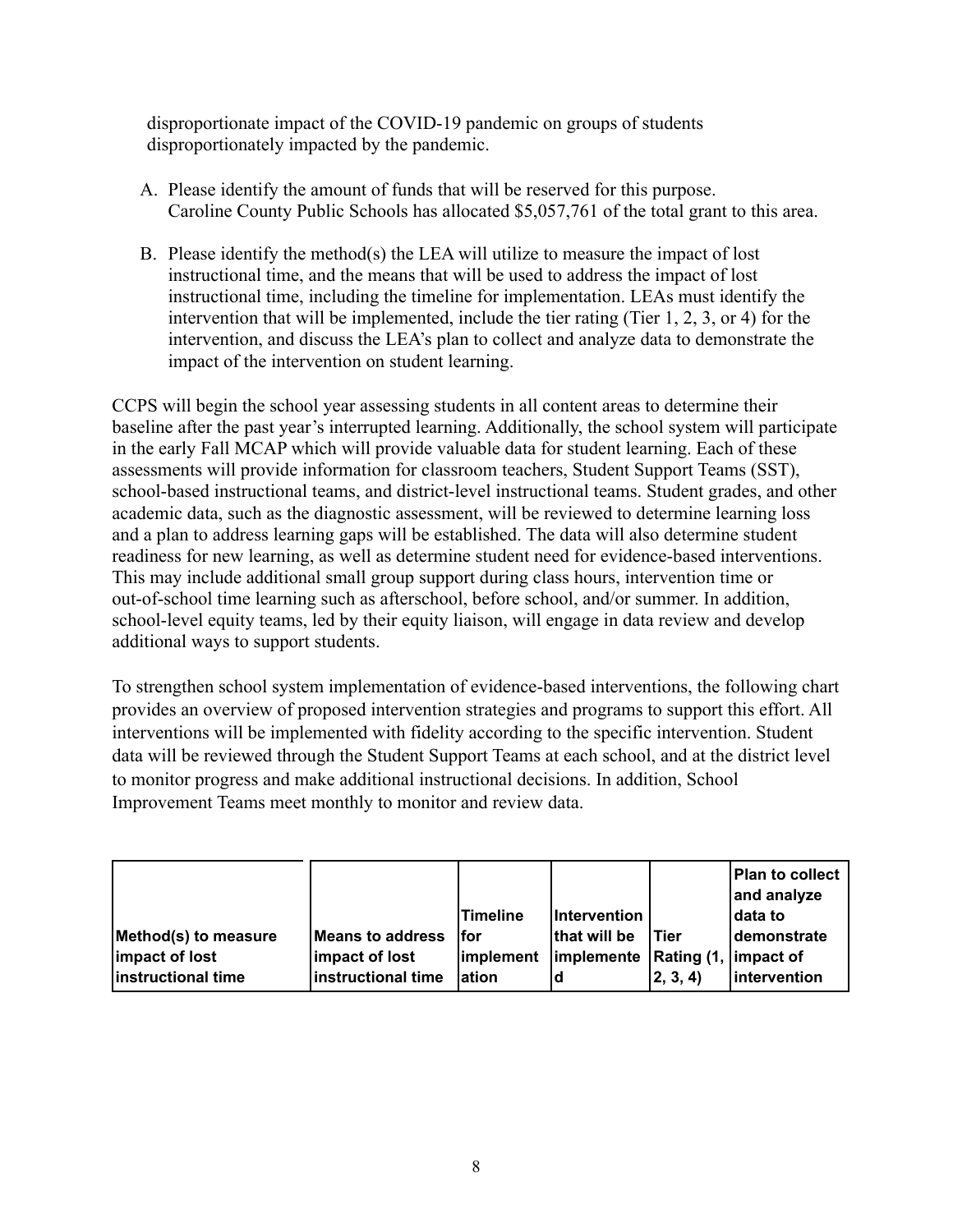disproportionate impact of the COVID-19 pandemic on groups of students disproportionately impacted by the pandemic.

A. Please identify the amount of funds that will be reserved for this purpose.
   Caroline County Public Schools has allocated $5,057,761 of the total grant to this area.

B. Please identify the method(s) the LEA will utilize to measure the impact of lost instructional time, and the means that will be used to address the impact of lost instructional time, including the timeline for implementation. LEAs must identify the intervention that will be implemented, include the tier rating (Tier 1, 2, 3, or 4) for the intervention, and discuss the LEA's plan to collect and analyze data to demonstrate the impact of the intervention on student learning.

CCPS will begin the school year assessing students in all content areas to determine their baseline after the past year's interrupted learning. Additionally, the school system will participate in the early Fall MCAP which will provide valuable data for student learning. Each of these assessments will provide information for classroom teachers, Student Support Teams (SST), school-based instructional teams, and district-level instructional teams. Student grades, and other academic data, such as the diagnostic assessment, will be reviewed to determine learning loss and a plan to address learning gaps will be established. The data will also determine student readiness for new learning, as well as determine student need for evidence-based interventions. This may include additional small group support during class hours, intervention time or out-of-school time learning such as afterschool, before school, and/or summer. In addition, school-level equity teams, led by their equity liaison, will engage in data review and develop additional ways to support students.

To strengthen school system implementation of evidence-based interventions, the following chart provides an overview of proposed intervention strategies and programs to support this effort. All interventions will be implemented with fidelity according to the specific intervention. Student data will be reviewed through the Student Support Teams at each school, and at the district level to monitor progress and make additional instructional decisions. In addition, School Improvement Teams meet monthly to monitor and review data.

| Method(s) to measure impact of lost instructional time | Means to address impact of lost instructional time | Timeline for implementation | Intervention that will be implemented | Tier Rating (1, 2, 3, 4) | Plan to collect and analyze data to demonstrate impact of intervention |
|---|---|---|---|---|---|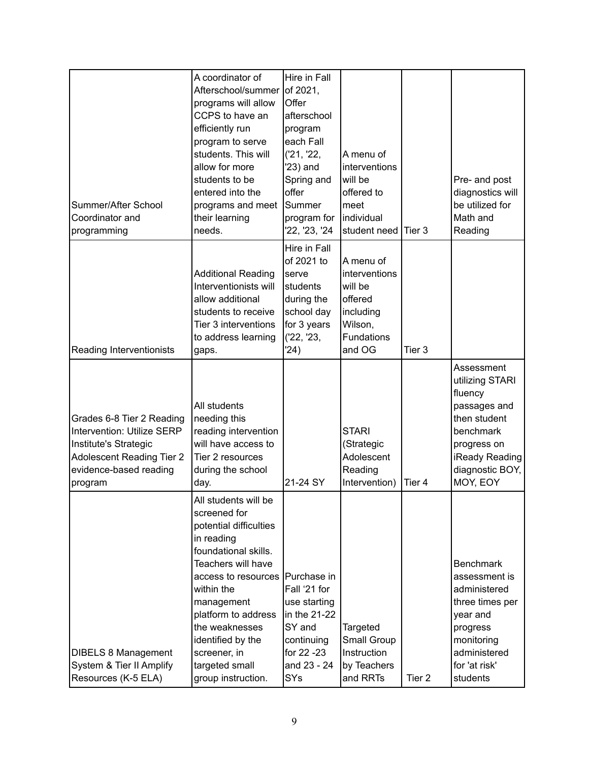| | | | | | |
|---|---|---|---|---|---|
| Summer/After School Coordinator and programming | A coordinator of Afterschool/summer programs will allow CCPS to have an efficiently run program to serve students. This will allow for more students to be entered into the programs and meet their learning needs. | Hire in Fall of 2021, Offer afterschool program each Fall ('21, '22, '23) and Spring and offer Summer program for '22, '23, '24 | A menu of interventions will be offered to meet individual student need | Tier 3 | Pre- and post diagnostics will be utilized for Math and Reading |
| Reading Interventionists | Additional Reading Interventionists will allow additional students to receive Tier 3 interventions to address learning gaps. | Hire in Fall of 2021 to serve students during the school day for 3 years ('22, '23, '24) | A menu of interventions will be offered including Wilson, Fundations and OG | Tier 3 | |
| Grades 6-8 Tier 2 Reading Intervention: Utilize SERP Institute's Strategic Adolescent Reading Tier 2 evidence-based reading program | All students needing this reading intervention will have access to Tier 2 resources during the school day. | 21-24 SY | STARI (Strategic Adolescent Reading Intervention) | Tier 4 | Assessment utilizing STARI fluency passages and then student benchmark progress on iReady Reading diagnostic BOY, MOY, EOY |
| DIBELS 8 Management System & Tier II Amplify Resources (K-5 ELA) | All students will be screened for potential difficulties in reading foundational skills. Teachers will have access to resources within the management platform to address the weaknesses identified by the screener, in targeted small group instruction. | Purchase in Fall '21 for use starting in the 21-22 SY and continuing for 22 -23 and 23 - 24 SYs | Targeted Small Group Instruction by Teachers and RRTs | Tier 2 | Benchmark assessment is administered three times per year and progress monitoring administered for 'at risk' students |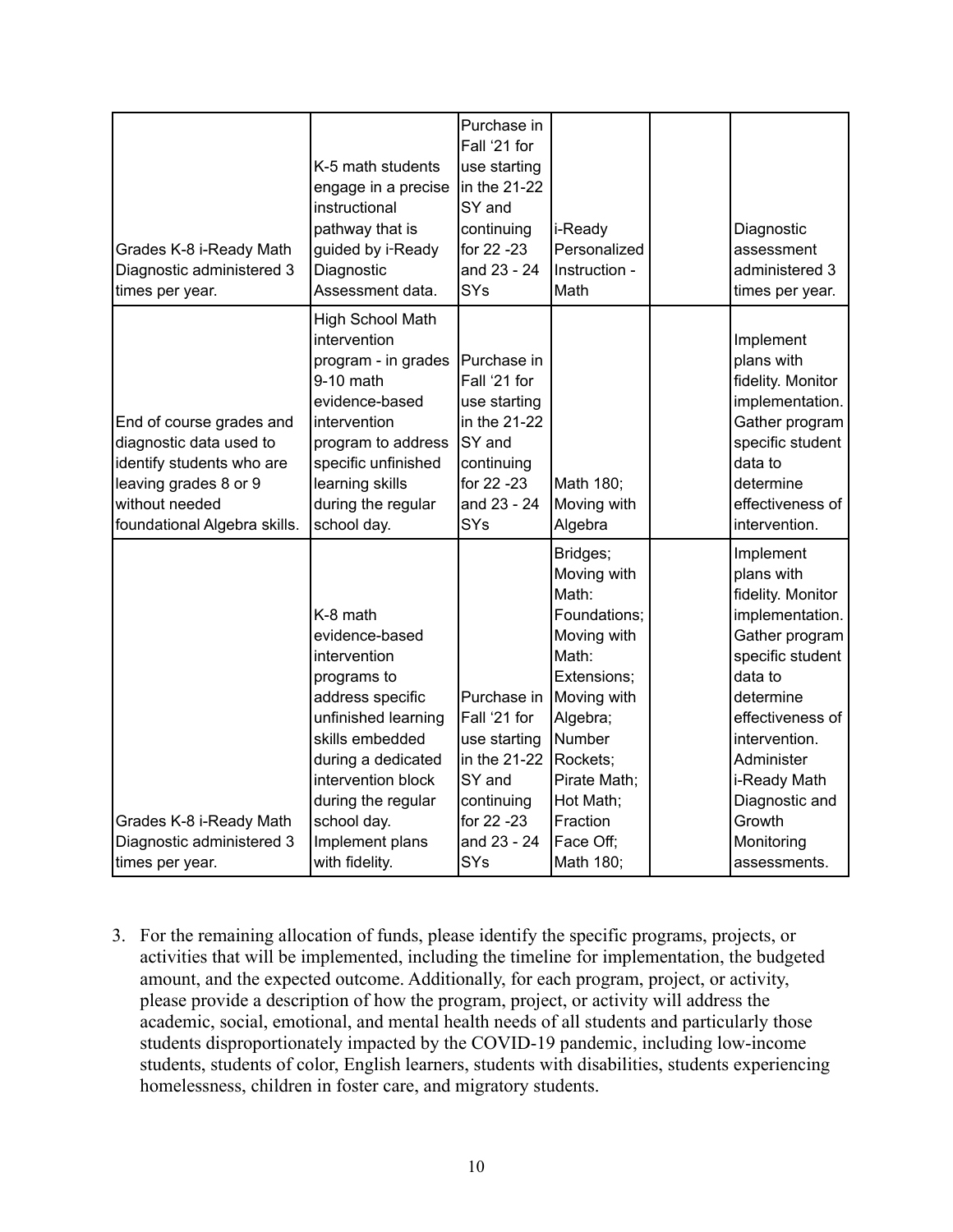| Grades K-8 i-Ready Math Diagnostic administered 3 times per year. | K-5 math students engage in a precise instructional pathway that is guided by i-Ready Diagnostic Assessment data. | Purchase in Fall '21 for use starting in the 21-22 SY and continuing for 22 -23 and 23 - 24 SYs | i-Ready Personalized Instruction - Math | | Diagnostic assessment administered 3 times per year. |
|---|---|---|---|---|---|
| End of course grades and diagnostic data used to identify students who are leaving grades 8 or 9 without needed foundational Algebra skills. | High School Math intervention program - in grades 9-10 math evidence-based intervention program to address specific unfinished learning skills during the regular school day. | Purchase in Fall '21 for use starting in the 21-22 SY and continuing for 22 -23 and 23 - 24 SYs | Math 180; Moving with Algebra | | Implement plans with fidelity. Monitor implementation. Gather program specific student data to determine effectiveness of intervention. |
| Grades K-8 i-Ready Math Diagnostic administered 3 times per year. | K-8 math evidence-based intervention programs to address specific unfinished learning skills embedded during a dedicated intervention block during the regular school day. Implement plans with fidelity. | Purchase in Fall '21 for use starting in the 21-22 SY and continuing for 22 -23 and 23 - 24 SYs | Bridges; Moving with Math: Foundations; Moving with Math: Extensions; Moving with Algebra; Number Rockets; Pirate Math; Hot Math; Fraction Face Off; Math 180; | | Implement plans with fidelity. Monitor implementation. Gather program specific student data to determine effectiveness of intervention. Administer i-Ready Math Diagnostic and Growth Monitoring assessments. |

3. For the remaining allocation of funds, please identify the specific programs, projects, or activities that will be implemented, including the timeline for implementation, the budgeted amount, and the expected outcome. Additionally, for each program, project, or activity, please provide a description of how the program, project, or activity will address the academic, social, emotional, and mental health needs of all students and particularly those students disproportionately impacted by the COVID-19 pandemic, including low-income students, students of color, English learners, students with disabilities, students experiencing homelessness, children in foster care, and migratory students.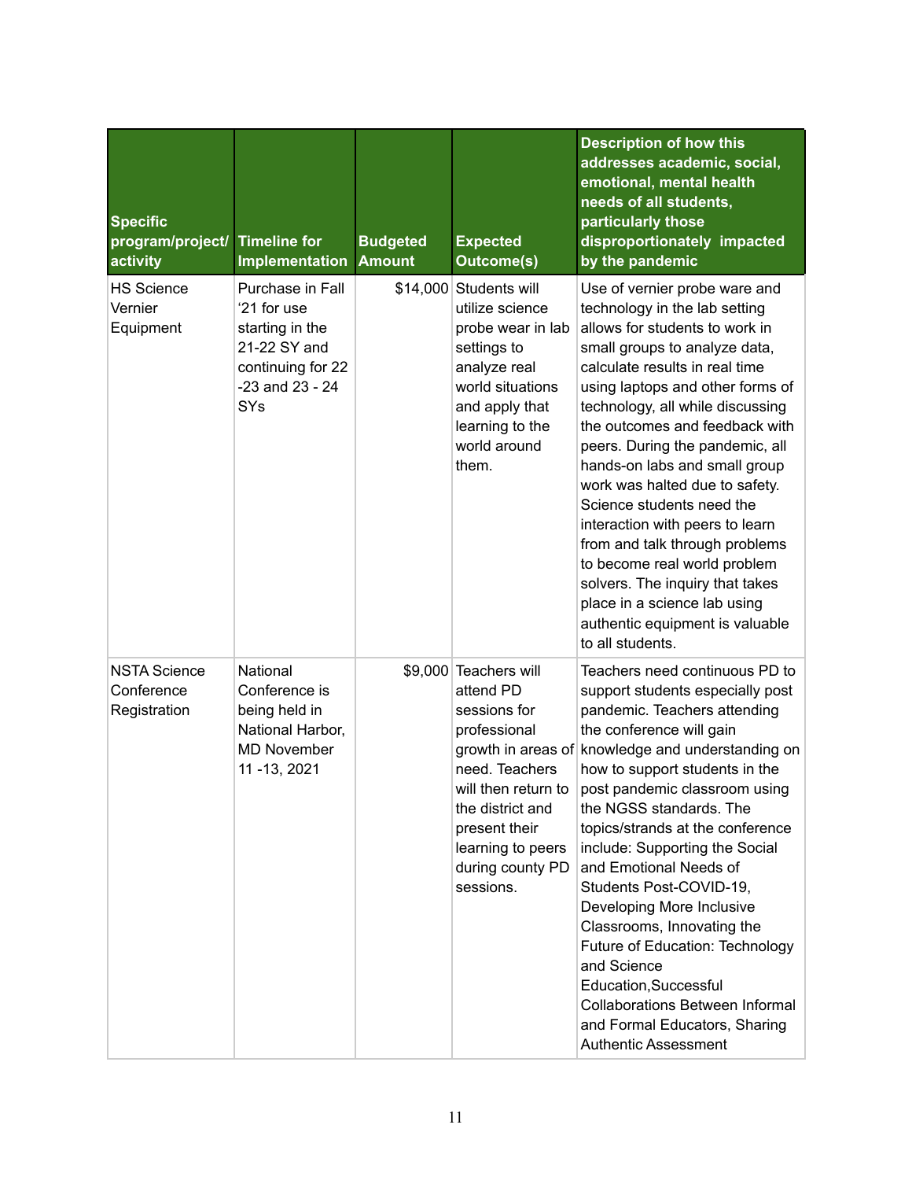| Specific program/project/ activity | Timeline for Implementation | Budgeted Amount | Expected Outcome(s) | Description of how this addresses academic, social, emotional, mental health needs of all students, particularly those disproportionately impacted by the pandemic |
|---|---|---|---|---|
| HS Science Vernier Equipment | Purchase in Fall '21 for use starting in the 21-22 SY and continuing for 22 -23 and 23 - 24 SYs | $14,000 | Students will utilize science probe wear in lab settings to analyze real world situations and apply that learning to the world around them. | Use of vernier probe ware and technology in the lab setting allows for students to work in small groups to analyze data, calculate results in real time using laptops and other forms of technology, all while discussing the outcomes and feedback with peers. During the pandemic, all hands-on labs and small group work was halted due to safety. Science students need the interaction with peers to learn from and talk through problems to become real world problem solvers. The inquiry that takes place in a science lab using authentic equipment is valuable to all students. |
| NSTA Science Conference Registration | National Conference is being held in National Harbor, MD November 11 -13, 2021 | $9,000 | Teachers will attend PD sessions for professional growth in areas of need. Teachers will then return to the district and present their learning to peers during county PD sessions. | Teachers need continuous PD to support students especially post pandemic. Teachers attending the conference will gain knowledge and understanding on how to support students in the post pandemic classroom using the NGSS standards. The topics/strands at the conference include: Supporting the Social and Emotional Needs of Students Post-COVID-19, Developing More Inclusive Classrooms, Innovating the Future of Education: Technology and Science Education,Successful Collaborations Between Informal and Formal Educators, Sharing Authentic Assessment |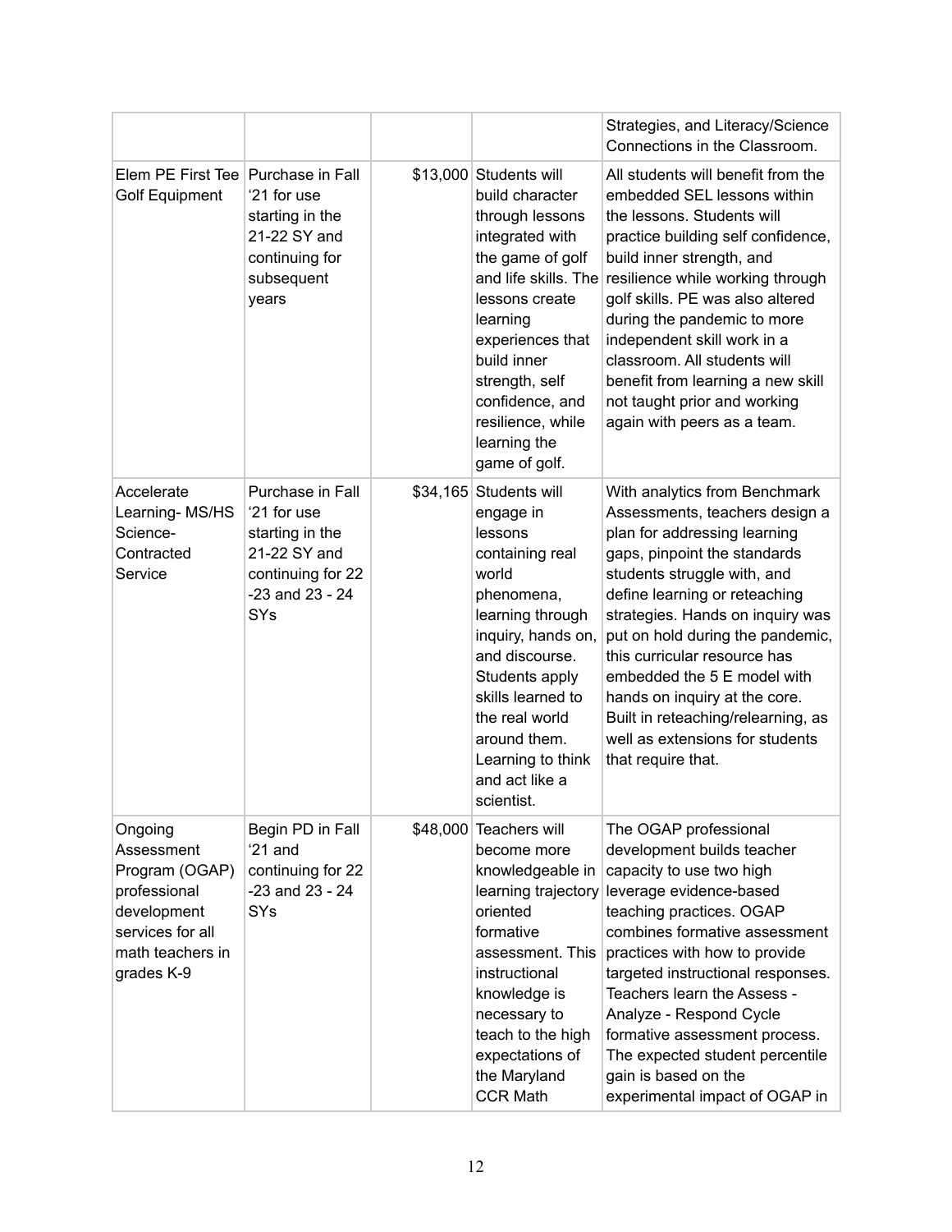| | | | | |
|---|---|---|---|---|
| | | | | Strategies, and Literacy/Science Connections in the Classroom. |
| Elem PE First Tee Golf Equipment | Purchase in Fall '21 for use starting in the 21-22 SY and continuing for subsequent years | $13,000 | Students will build character through lessons integrated with the game of golf and life skills. The lessons create learning experiences that build inner strength, self confidence, and resilience, while learning the game of golf. | All students will benefit from the embedded SEL lessons within the lessons. Students will practice building self confidence, build inner strength, and resilience while working through golf skills. PE was also altered during the pandemic to more independent skill work in a classroom. All students will benefit from learning a new skill not taught prior and working again with peers as a team. |
| Accelerate Learning- MS/HS Science- Contracted Service | Purchase in Fall '21 for use starting in the 21-22 SY and continuing for 22 -23 and 23 - 24 SYs | $34,165 | Students will engage in lessons containing real world phenomena, learning through inquiry, hands on, and discourse. Students apply skills learned to the real world around them. Learning to think and act like a scientist. | With analytics from Benchmark Assessments, teachers design a plan for addressing learning gaps, pinpoint the standards students struggle with, and define learning or reteaching strategies. Hands on inquiry was put on hold during the pandemic, this curricular resource has embedded the 5 E model with hands on inquiry at the core. Built in reteaching/relearning, as well as extensions for students that require that. |
| Ongoing Assessment Program (OGAP) professional development services for all math teachers in grades K-9 | Begin PD in Fall '21 and continuing for 22 -23 and 23 - 24 SYs | $48,000 | Teachers will become more knowledgeable in learning trajectory oriented formative assessment. This instructional knowledge is necessary to teach to the high expectations of the Maryland CCR Math | The OGAP professional development builds teacher capacity to use two high leverage evidence-based teaching practices. OGAP combines formative assessment practices with how to provide targeted instructional responses. Teachers learn the Assess - Analyze - Respond Cycle formative assessment process. The expected student percentile gain is based on the experimental impact of OGAP in |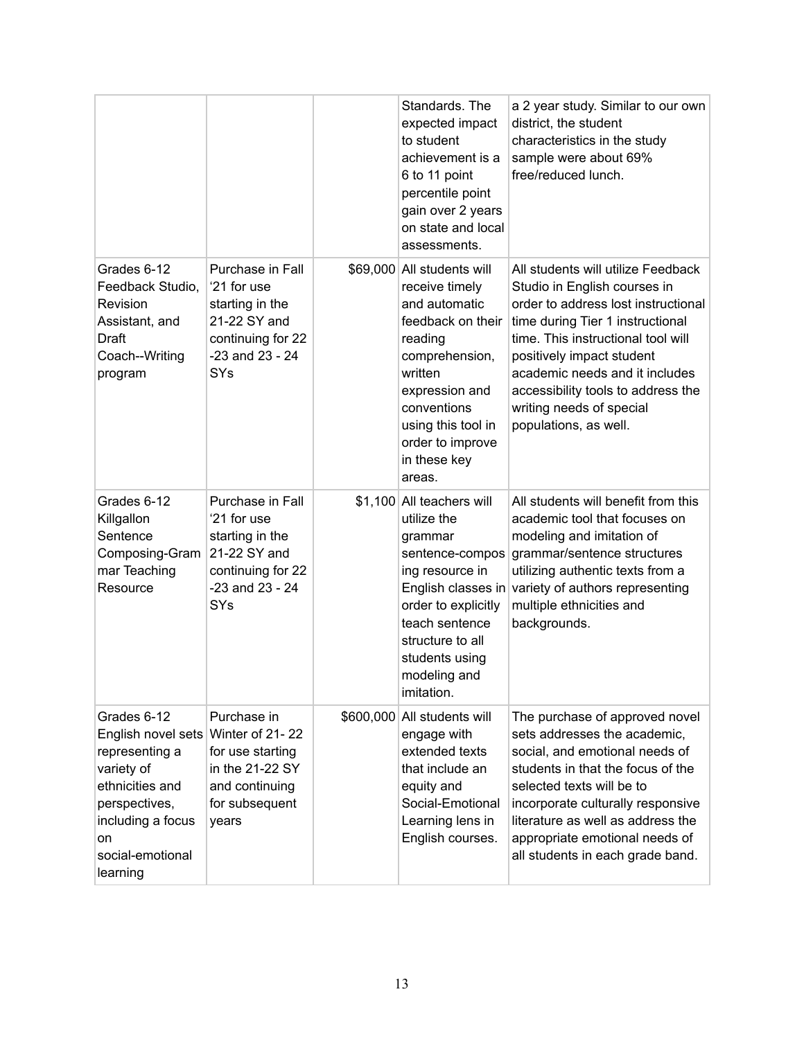| | | | | |
|---|---|---|---|---|
| | | | Standards. The expected impact to student achievement is a 6 to 11 point percentile point gain over 2 years on state and local assessments. | a 2 year study. Similar to our own district, the student characteristics in the study sample were about 69% free/reduced lunch. |
| Grades 6-12 Feedback Studio, Revision Assistant, and Draft Coach--Writing program | Purchase in Fall '21 for use starting in the 21-22 SY and continuing for 22 -23 and 23 - 24 SYs | $69,000 | All students will receive timely and automatic feedback on their reading comprehension, written expression and conventions using this tool in order to improve in these key areas. | All students will utilize Feedback Studio in English courses in order to address lost instructional time during Tier 1 instructional time. This instructional tool will positively impact student academic needs and it includes accessibility tools to address the writing needs of special populations, as well. |
| Grades 6-12 Killgallon Sentence Composing-Grammar Teaching Resource | Purchase in Fall '21 for use starting in the 21-22 SY and continuing for 22 -23 and 23 - 24 SYs | $1,100 | All teachers will utilize the grammar sentence-composing resource in English classes in order to explicitly teach sentence structure to all students using modeling and imitation. | All students will benefit from this academic tool that focuses on modeling and imitation of grammar/sentence structures utilizing authentic texts from a variety of authors representing multiple ethnicities and backgrounds. |
| Grades 6-12 English novel sets representing a variety of ethnicities and perspectives, including a focus on social-emotional learning | Purchase in Winter of 21- 22 for use starting in the 21-22 SY and continuing for subsequent years | $600,000 | All students will engage with extended texts that include an equity and Social-Emotional Learning lens in English courses. | The purchase of approved novel sets addresses the academic, social, and emotional needs of students in that the focus of the selected texts will be to incorporate culturally responsive literature as well as address the appropriate emotional needs of all students in each grade band. |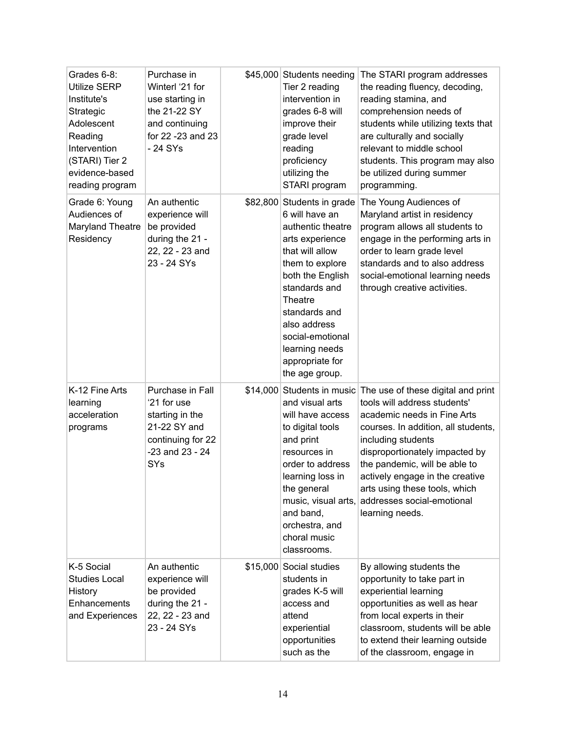| Grades 6-8: Utilize SERP Institute's Strategic Adolescent Reading Intervention (STARI) Tier 2 evidence-based reading program | Purchase in Winterl '21 for use starting in the 21-22 SY and continuing for 22 -23 and 23 - 24 SYs | $45,000 | Students needing Tier 2 reading intervention in grades 6-8 will improve their grade level reading proficiency utilizing the STARI program | The STARI program addresses the reading fluency, decoding, reading stamina, and comprehension needs of students while utilizing texts that are culturally and socially relevant to middle school students. This program may also be utilized during summer programming. |
|---|---|---|---|---|
| Grade 6: Young Audiences of Maryland Theatre Residency | An authentic experience will be provided during the 21 - 22, 22 - 23 and 23 - 24 SYs | $82,800 | Students in grade 6 will have an authentic theatre arts experience that will allow them to explore both the English standards and Theatre standards and also address social-emotional learning needs appropriate for the age group. | The Young Audiences of Maryland artist in residency program allows all students to engage in the performing arts in order to learn grade level standards and to also address social-emotional learning needs through creative activities. |
| K-12 Fine Arts learning acceleration programs | Purchase in Fall '21 for use starting in the 21-22 SY and continuing for 22 -23 and 23 - 24 SYs | $14,000 | Students in music and visual arts will have access to digital tools and print resources in order to address learning loss in the general music, visual arts, and band, orchestra, and choral music classrooms. | The use of these digital and print tools will address students' academic needs in Fine Arts courses. In addition, all students, including students disproportionately impacted by the pandemic, will be able to actively engage in the creative arts using these tools, which addresses social-emotional learning needs. |
| K-5 Social Studies Local History Enhancements and Experiences | An authentic experience will be provided during the 21 - 22, 22 - 23 and 23 - 24 SYs | $15,000 | Social studies students in grades K-5 will access and attend experiential opportunities such as the | By allowing students the opportunity to take part in experiential learning opportunities as well as hear from local experts in their classroom, students will be able to extend their learning outside of the classroom, engage in |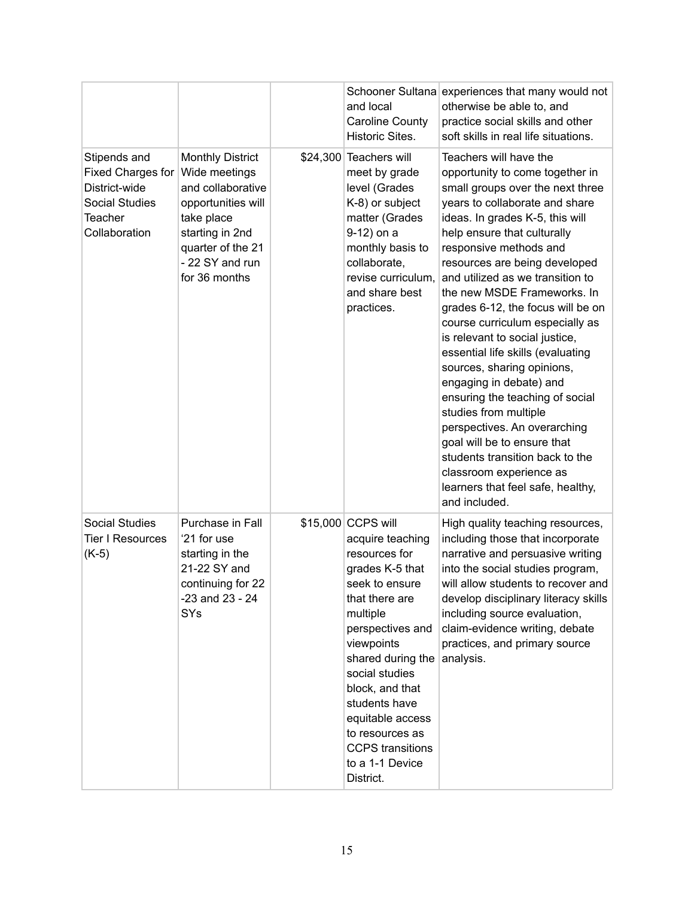| | | | Schooner Sultana and local Caroline County Historic Sites. | experiences that many would not otherwise be able to, and practice social skills and other soft skills in real life situations. |
|---|---|---|---|---|
| Stipends and Fixed Charges for District-wide Social Studies Teacher Collaboration | Monthly District Wide meetings and collaborative opportunities will take place starting in 2nd quarter of the 21 - 22 SY and run for 36 months | $24,300 | Teachers will meet by grade level (Grades K-8) or subject matter (Grades 9-12) on a monthly basis to collaborate, revise curriculum, and share best practices. | Teachers will have the opportunity to come together in small groups over the next three years to collaborate and share ideas. In grades K-5, this will help ensure that culturally responsive methods and resources are being developed and utilized as we transition to the new MSDE Frameworks. In grades 6-12, the focus will be on course curriculum especially as is relevant to social justice, essential life skills (evaluating sources, sharing opinions, engaging in debate) and ensuring the teaching of social studies from multiple perspectives. An overarching goal will be to ensure that students transition back to the classroom experience as learners that feel safe, healthy, and included. |
| Social Studies Tier I Resources (K-5) | Purchase in Fall '21 for use starting in the 21-22 SY and continuing for 22 -23 and 23 - 24 SYs | $15,000 | CCPS will acquire teaching resources for grades K-5 that seek to ensure that there are multiple perspectives and viewpoints shared during the social studies block, and that students have equitable access to resources as CCPS transitions to a 1-1 Device District. | High quality teaching resources, including those that incorporate narrative and persuasive writing into the social studies program, will allow students to recover and develop disciplinary literacy skills including source evaluation, claim-evidence writing, debate practices, and primary source analysis. |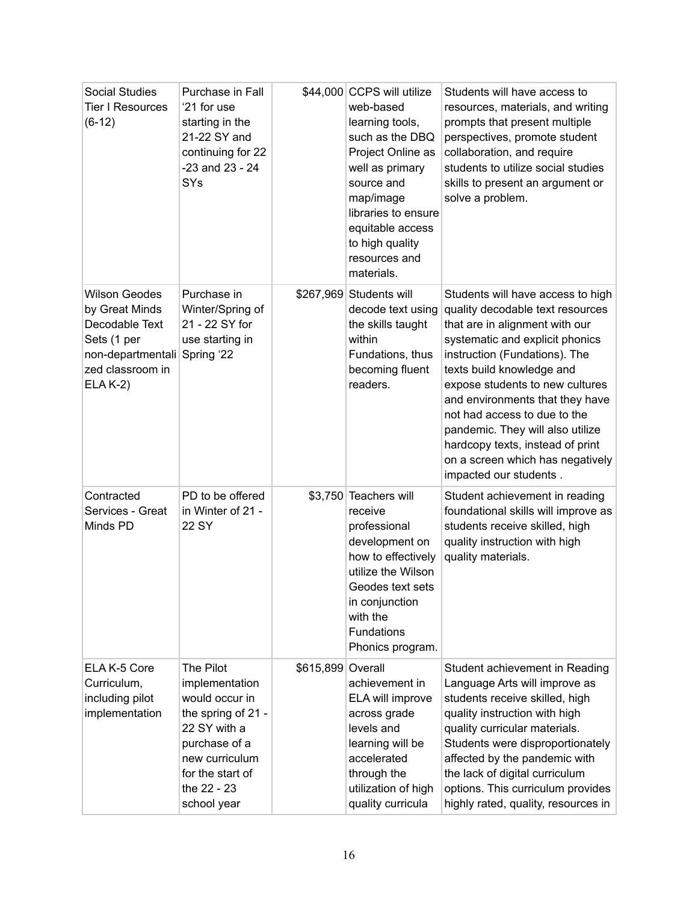| Social Studies Tier I Resources (6-12) | Purchase in Fall '21 for use starting in the 21-22 SY and continuing for 22 -23 and 23 - 24 SYs | $44,000 | CCPS will utilize web-based learning tools, such as the DBQ Project Online as well as primary source and map/image libraries to ensure equitable access to high quality resources and materials. | Students will have access to resources, materials, and writing prompts that present multiple perspectives, promote student collaboration, and require students to utilize social studies skills to present an argument or solve a problem. |
|---|---|---|---|---|
| Wilson Geodes by Great Minds Decodable Text Sets (1 per non-departmentalized classroom in ELA K-2) | Purchase in Winter/Spring of 21 - 22 SY for use starting in Spring '22 | $267,969 | Students will decode text using the skills taught within Fundations, thus becoming fluent readers. | Students will have access to high quality decodable text resources that are in alignment with our systematic and explicit phonics instruction (Fundations). The texts build knowledge and expose students to new cultures and environments that they have not had access to due to the pandemic. They will also utilize hardcopy texts, instead of print on a screen which has negatively impacted our students . |
| Contracted Services - Great Minds PD | PD to be offered in Winter of 21 - 22 SY | $3,750 | Teachers will receive professional development on how to effectively utilize the Wilson Geodes text sets in conjunction with the Fundations Phonics program. | Student achievement in reading foundational skills will improve as students receive skilled, high quality instruction with high quality materials. |
| ELA K-5 Core Curriculum, including pilot implementation | The Pilot implementation would occur in the spring of 21 - 22 SY with a purchase of a new curriculum for the start of the 22 - 23 school year | $615,899 | Overall achievement in ELA will improve across grade levels and learning will be accelerated through the utilization of high quality curricula | Student achievement in Reading Language Arts will improve as students receive skilled, high quality instruction with high quality curricular materials. Students were disproportionately affected by the pandemic with the lack of digital curriculum options. This curriculum provides highly rated, quality, resources in |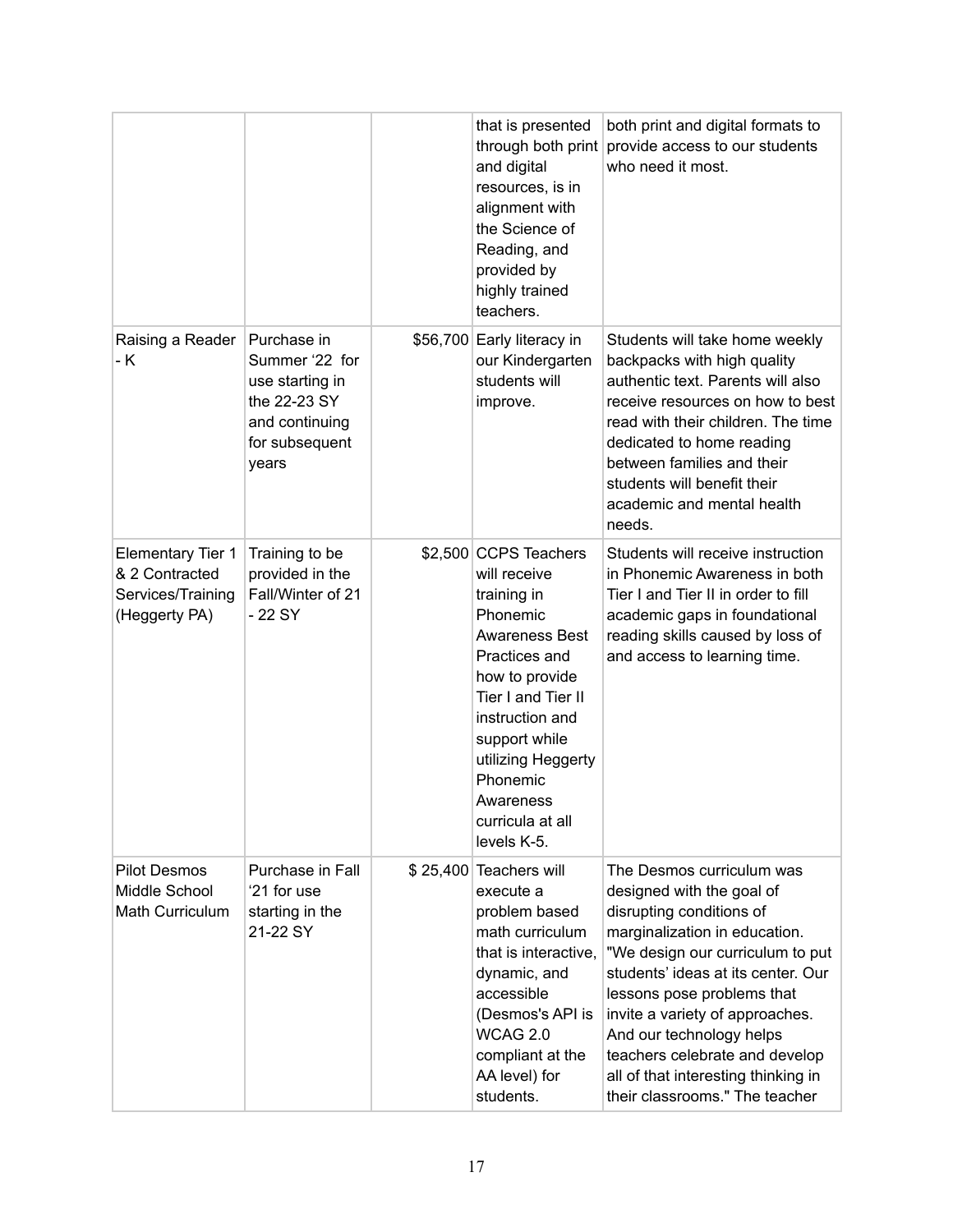| | | | | |
|---|---|---|---|---|
| | | | that is presented through both print and digital resources, is in alignment with the Science of Reading, and provided by highly trained teachers. | both print and digital formats to provide access to our students who need it most. |
| Raising a Reader - K | Purchase in Summer '22 for use starting in the 22-23 SY and continuing for subsequent years | $56,700 | Early literacy in our Kindergarten students will improve. | Students will take home weekly backpacks with high quality authentic text. Parents will also receive resources on how to best read with their children. The time dedicated to home reading between families and their students will benefit their academic and mental health needs. |
| Elementary Tier 1 & 2 Contracted Services/Training (Heggerty PA) | Training to be provided in the Fall/Winter of 21 - 22 SY | $2,500 | CCPS Teachers will receive training in Phonemic Awareness Best Practices and how to provide Tier I and Tier II instruction and support while utilizing Heggerty Phonemic Awareness curricula at all levels K-5. | Students will receive instruction in Phonemic Awareness in both Tier I and Tier II in order to fill academic gaps in foundational reading skills caused by loss of and access to learning time. |
| Pilot Desmos Middle School Math Curriculum | Purchase in Fall '21 for use starting in the 21-22 SY | $ 25,400 | Teachers will execute a problem based math curriculum that is interactive, dynamic, and accessible (Desmos's API is WCAG 2.0 compliant at the AA level) for students. | The Desmos curriculum was designed with the goal of disrupting conditions of marginalization in education. "We design our curriculum to put students' ideas at its center. Our lessons pose problems that invite a variety of approaches. And our technology helps teachers celebrate and develop all of that interesting thinking in their classrooms." The teacher |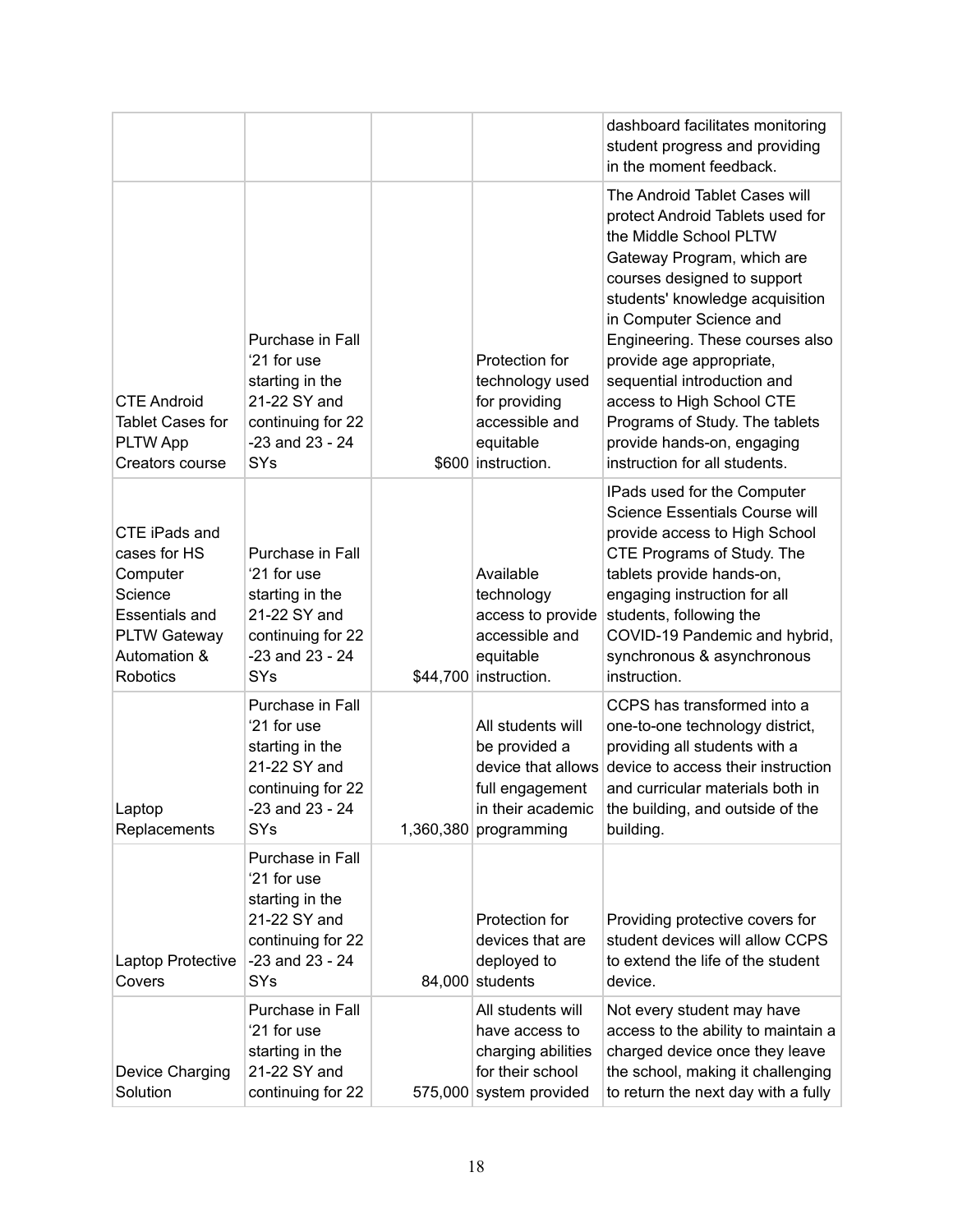|  |  |  |  |  |
|---|---|---|---|---|
|  |  |  |  | dashboard facilitates monitoring student progress and providing in the moment feedback. |
| CTE Android Tablet Cases for PLTW App Creators course | Purchase in Fall '21 for use starting in the 21-22 SY and continuing for 22 -23 and 23 - 24 SYs | $600 | Protection for technology used for providing accessible and equitable instruction. | The Android Tablet Cases will protect Android Tablets used for the Middle School PLTW Gateway Program, which are courses designed to support students' knowledge acquisition in Computer Science and Engineering. These courses also provide age appropriate, sequential introduction and access to High School CTE Programs of Study. The tablets provide hands-on, engaging instruction for all students. |
| CTE iPads and cases for HS Computer Science Essentials and PLTW Gateway Automation & Robotics | Purchase in Fall '21 for use starting in the 21-22 SY and continuing for 22 -23 and 23 - 24 SYs | $44,700 | Available technology access to provide accessible and equitable instruction. | IPads used for the Computer Science Essentials Course will provide access to High School CTE Programs of Study. The tablets provide hands-on, engaging instruction for all students, following the COVID-19 Pandemic and hybrid, synchronous & asynchronous instruction. |
| Laptop Replacements | Purchase in Fall '21 for use starting in the 21-22 SY and continuing for 22 -23 and 23 - 24 SYs | 1,360,380 | All students will be provided a device that allows full engagement in their academic programming | CCPS has transformed into a one-to-one technology district, providing all students with a device to access their instruction and curricular materials both in the building, and outside of the building. |
| Laptop Protective Covers | Purchase in Fall '21 for use starting in the 21-22 SY and continuing for 22 -23 and 23 - 24 SYs | 84,000 | Protection for devices that are deployed to students | Providing protective covers for student devices will allow CCPS to extend the life of the student device. |
| Device Charging Solution | Purchase in Fall '21 for use starting in the 21-22 SY and continuing for 22 | 575,000 | All students will have access to charging abilities for their school system provided | Not every student may have access to the ability to maintain a charged device once they leave the school, making it challenging to return the next day with a fully |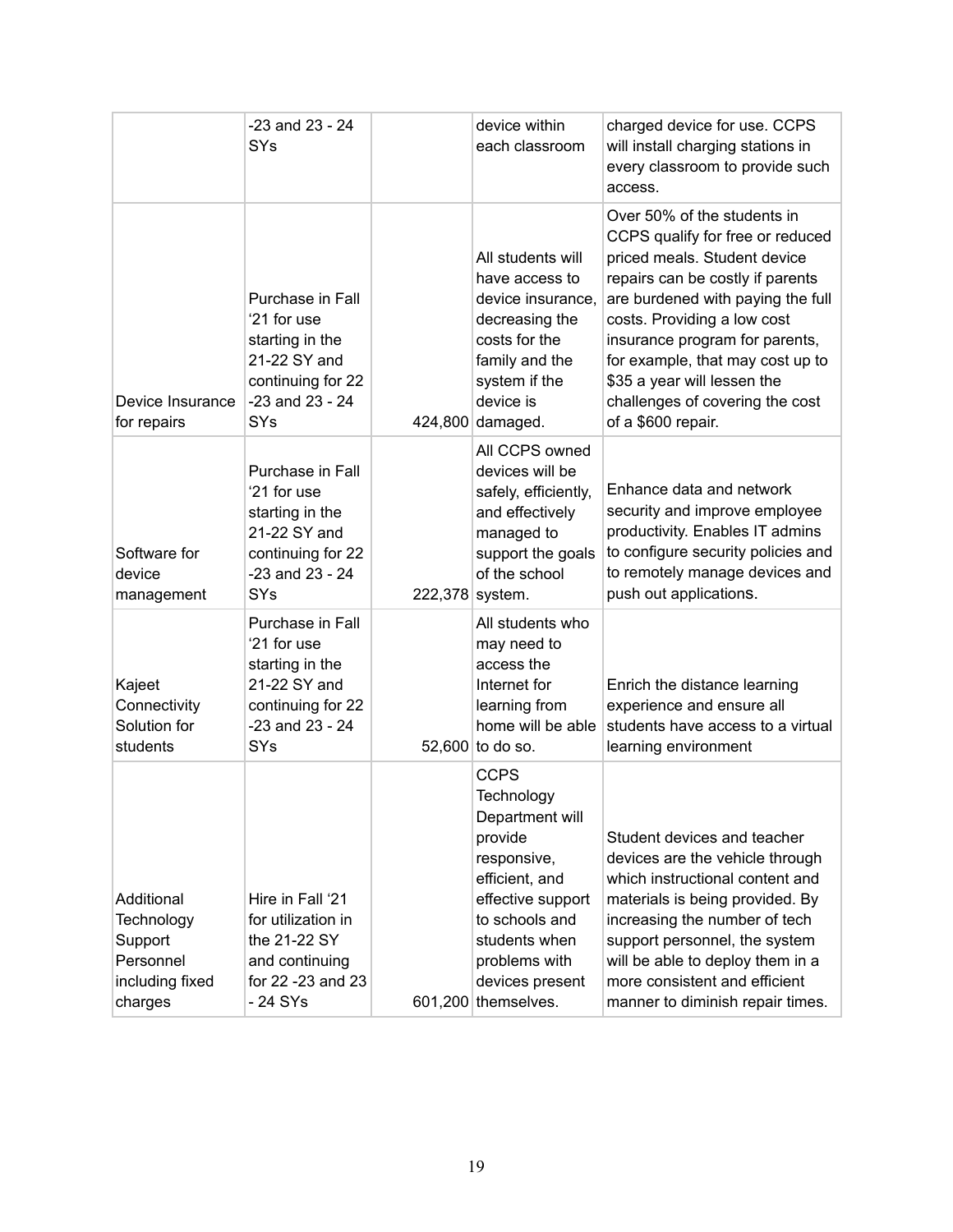| | | | | |
|---|---|---|---|---|
| | -23 and 23 - 24 SYs | | device within each classroom | charged device for use. CCPS will install charging stations in every classroom to provide such access. |
| Device Insurance for repairs | Purchase in Fall '21 for use starting in the 21-22 SY and continuing for 22 -23 and 23 - 24 SYs | 424,800 | All students will have access to device insurance, decreasing the costs for the family and the system if the device is damaged. | Over 50% of the students in CCPS qualify for free or reduced priced meals. Student device repairs can be costly if parents are burdened with paying the full costs. Providing a low cost insurance program for parents, for example, that may cost up to $35 a year will lessen the challenges of covering the cost of a $600 repair. |
| Software for device management | Purchase in Fall '21 for use starting in the 21-22 SY and continuing for 22 -23 and 23 - 24 SYs | 222,378 | All CCPS owned devices will be safely, efficiently, and effectively managed to support the goals of the school system. | Enhance data and network security and improve employee productivity. Enables IT admins to configure security policies and to remotely manage devices and push out applications. |
| Kajeet Connectivity Solution for students | Purchase in Fall '21 for use starting in the 21-22 SY and continuing for 22 -23 and 23 - 24 SYs | 52,600 | All students who may need to access the Internet for learning from home will be able to do so. | Enrich the distance learning experience and ensure all students have access to a virtual learning environment |
| Additional Technology Support Personnel including fixed charges | Hire in Fall '21 for utilization in the 21-22 SY and continuing for 22 -23 and 23 - 24 SYs | 601,200 | CCPS Technology Department will provide responsive, efficient, and effective support to schools and students when problems with devices present themselves. | Student devices and teacher devices are the vehicle through which instructional content and materials is being provided. By increasing the number of tech support personnel, the system will be able to deploy them in a more consistent and efficient manner to diminish repair times. |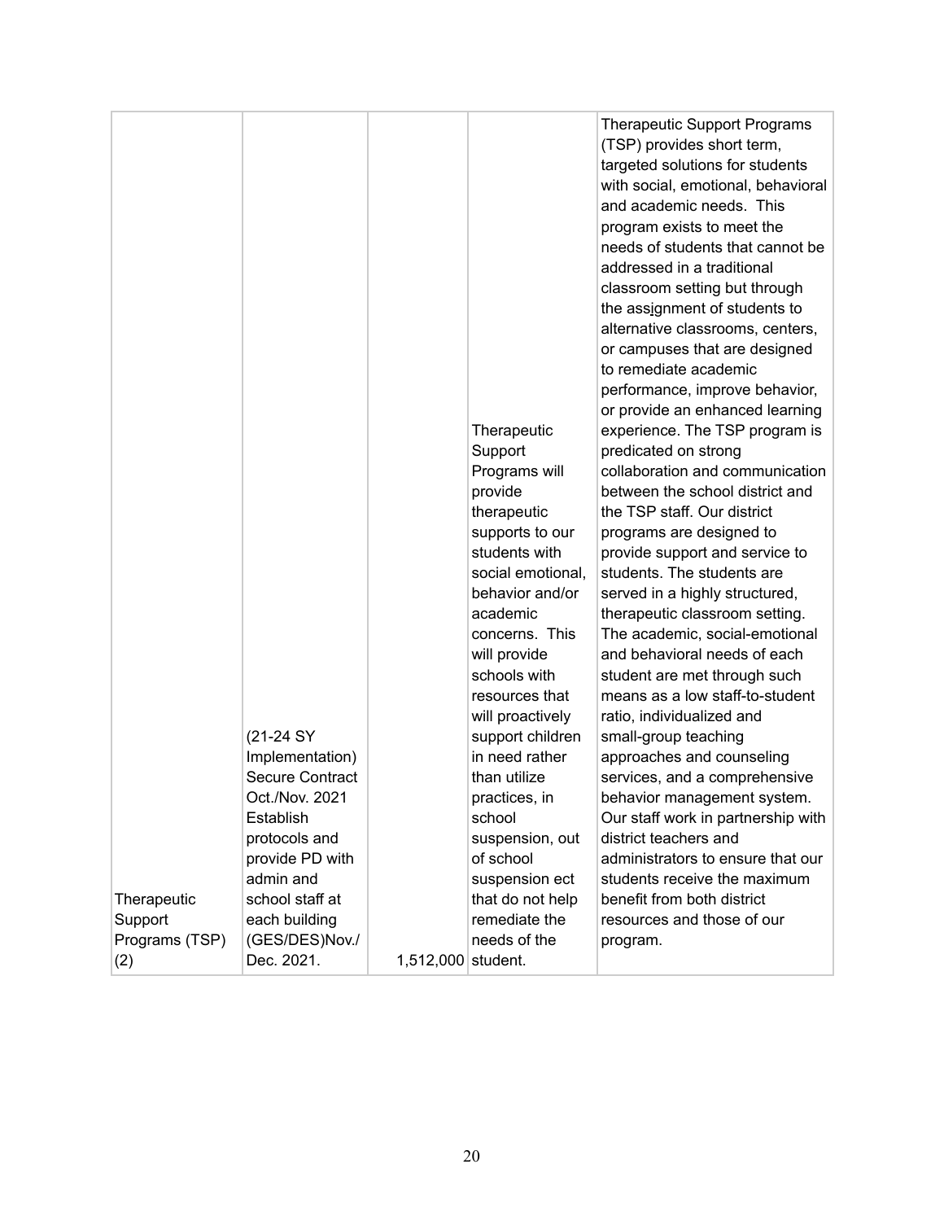| | | | | |
|---|---|---|---|---|
| Therapeutic Support Programs (TSP) (2) | (21-24 SY Implementation) Secure Contract Oct./Nov. 2021 Establish protocols and provide PD with admin and school staff at each building (GES/DES)Nov./ Dec. 2021. | 1,512,000 | Therapeutic Support Programs will provide therapeutic supports to our students with social emotional, behavior and/or academic concerns. This will provide schools with resources that will proactively support children in need rather than utilize practices, in school suspension, out of school suspension ect that do not help remediate the needs of the student. | Therapeutic Support Programs (TSP) provides short term, targeted solutions for students with social, emotional, behavioral and academic needs. This program exists to meet the needs of students that cannot be addressed in a traditional classroom setting but through the assignment of students to alternative classrooms, centers, or campuses that are designed to remediate academic performance, improve behavior, or provide an enhanced learning experience. The TSP program is predicated on strong collaboration and communication between the school district and the TSP staff. Our district programs are designed to provide support and service to students. The students are served in a highly structured, therapeutic classroom setting. The academic, social-emotional and behavioral needs of each student are met through such means as a low staff-to-student ratio, individualized and small-group teaching approaches and counseling services, and a comprehensive behavior management system. Our staff work in partnership with district teachers and administrators to ensure that our students receive the maximum benefit from both district resources and those of our program. |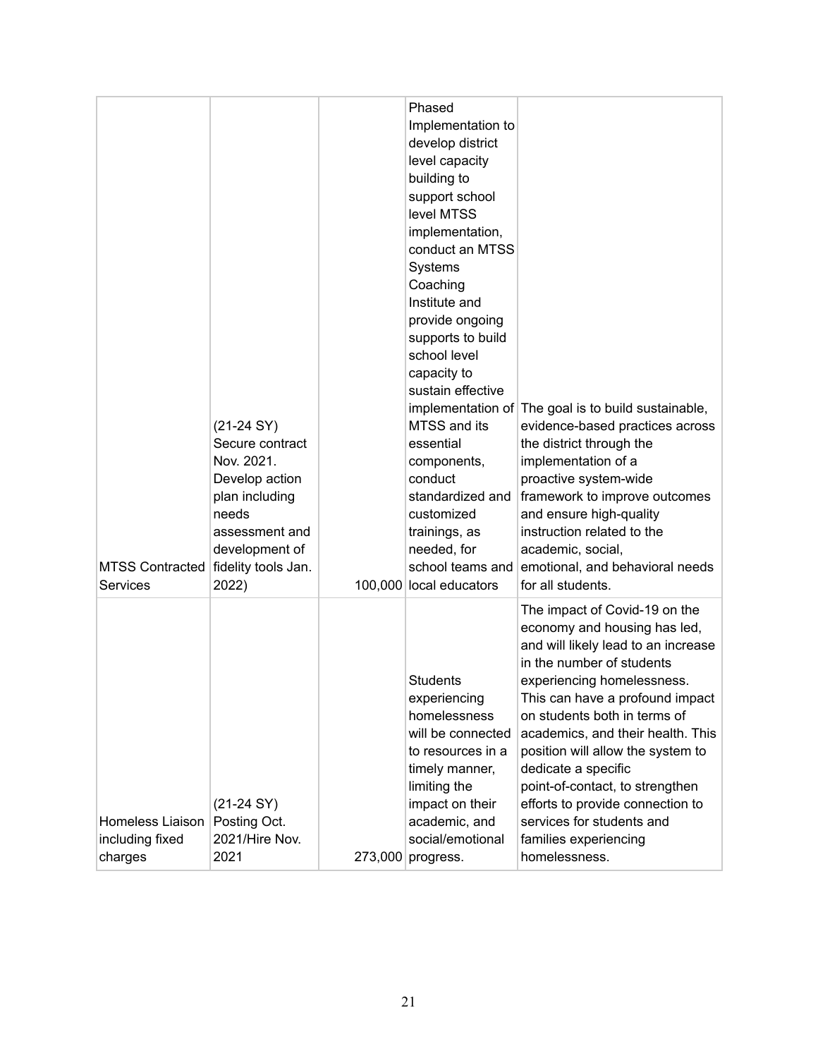| | | | | |
|---|---|---|---|---|
| MTSS Contracted Services | (21-24 SY) Secure contract Nov. 2021. Develop action plan including needs assessment and development of fidelity tools Jan. 2022) | 100,000 | Phased Implementation to develop district level capacity building to support school level MTSS implementation, conduct an MTSS Systems Coaching Institute and provide ongoing supports to build school level capacity to sustain effective implementation of MTSS and its essential components, conduct standardized and customized trainings, as needed, for school teams and local educators | The goal is to build sustainable, evidence-based practices across the district through the implementation of a proactive system-wide framework to improve outcomes and ensure high-quality instruction related to the academic, social, emotional, and behavioral needs for all students. |
| Homeless Liaison including fixed charges | (21-24 SY) Posting Oct. 2021/Hire Nov. 2021 | 273,000 | Students experiencing homelessness will be connected to resources in a timely manner, limiting the impact on their academic, and social/emotional progress. | The impact of Covid-19 on the economy and housing has led, and will likely lead to an increase in the number of students experiencing homelessness. This can have a profound impact on students both in terms of academics, and their health. This position will allow the system to dedicate a specific point-of-contact, to strengthen efforts to provide connection to services for students and families experiencing homelessness. |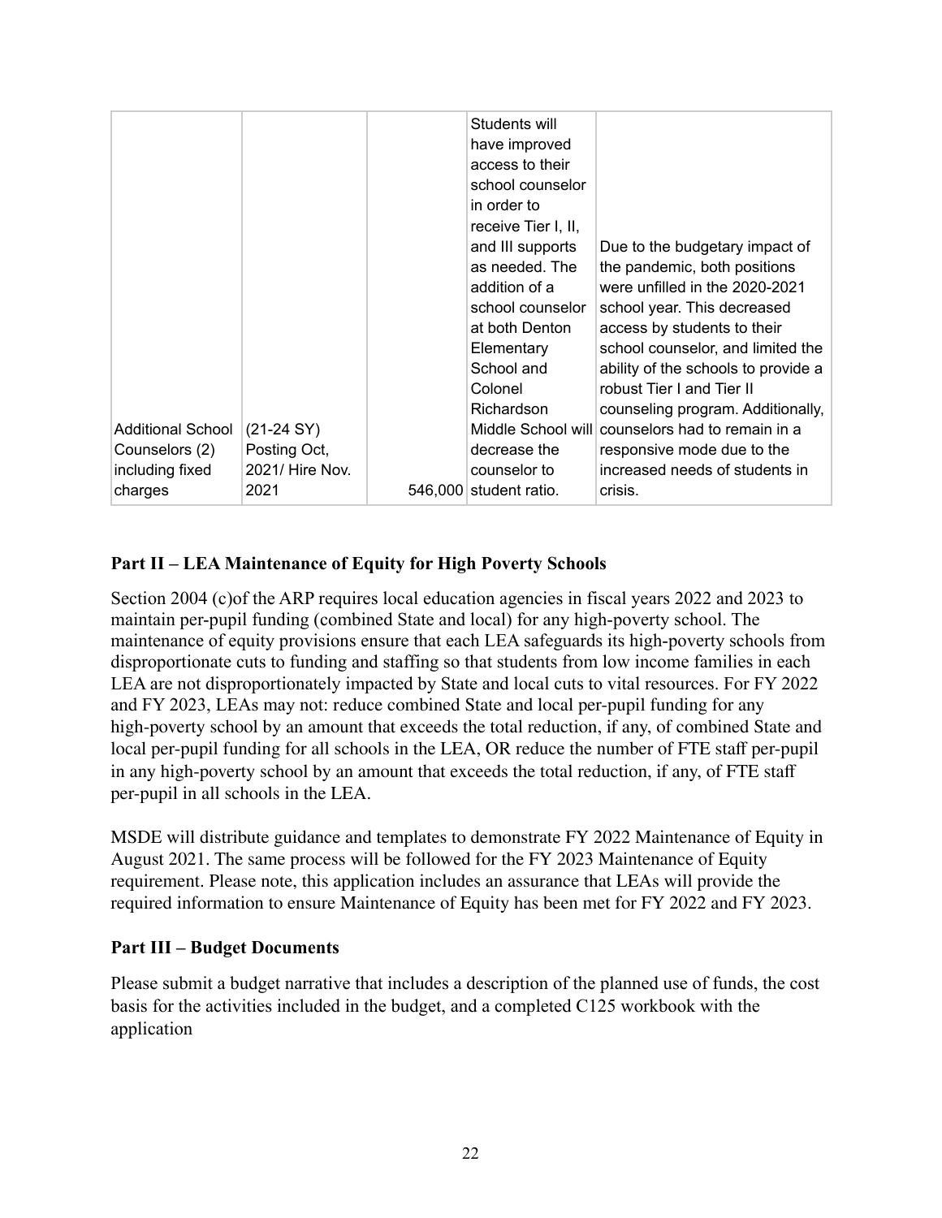| | | | | |
|---|---|---|---|---|
| Additional School Counselors (2) including fixed charges | (21-24 SY) Posting Oct, 2021/ Hire Nov. 2021 | 546,000 | Students will have improved access to their school counselor in order to receive Tier I, II, and III supports as needed. The addition of a school counselor at both Denton Elementary School and Colonel Richardson Middle School will decrease the counselor to student ratio. | Due to the budgetary impact of the pandemic, both positions were unfilled in the 2020-2021 school year. This decreased access by students to their school counselor, and limited the ability of the schools to provide a robust Tier I and Tier II counseling program. Additionally, counselors had to remain in a responsive mode due to the increased needs of students in crisis. |

## Part II – LEA Maintenance of Equity for High Poverty Schools

Section 2004 (c)of the ARP requires local education agencies in fiscal years 2022 and 2023 to maintain per-pupil funding (combined State and local) for any high-poverty school. The maintenance of equity provisions ensure that each LEA safeguards its high-poverty schools from disproportionate cuts to funding and staffing so that students from low income families in each LEA are not disproportionately impacted by State and local cuts to vital resources. For FY 2022 and FY 2023, LEAs may not: reduce combined State and local per-pupil funding for any high-poverty school by an amount that exceeds the total reduction, if any, of combined State and local per-pupil funding for all schools in the LEA, OR reduce the number of FTE staff per-pupil in any high-poverty school by an amount that exceeds the total reduction, if any, of FTE staff per-pupil in all schools in the LEA.

MSDE will distribute guidance and templates to demonstrate FY 2022 Maintenance of Equity in August 2021. The same process will be followed for the FY 2023 Maintenance of Equity requirement. Please note, this application includes an assurance that LEAs will provide the required information to ensure Maintenance of Equity has been met for FY 2022 and FY 2023.

## Part III – Budget Documents

Please submit a budget narrative that includes a description of the planned use of funds, the cost basis for the activities included in the budget, and a completed C125 workbook with the application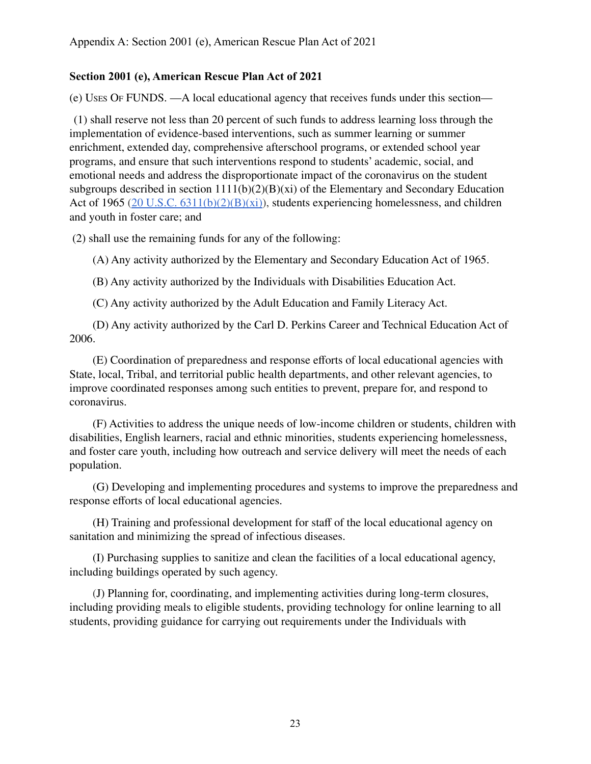## Section 2001 (e), American Rescue Plan Act of 2021

(e) USES OF FUNDS. —A local educational agency that receives funds under this section—

(1) shall reserve not less than 20 percent of such funds to address learning loss through the implementation of evidence-based interventions, such as summer learning or summer enrichment, extended day, comprehensive afterschool programs, or extended school year programs, and ensure that such interventions respond to students' academic, social, and emotional needs and address the disproportionate impact of the coronavirus on the student subgroups described in section 1111(b)(2)(B)(xi) of the Elementary and Secondary Education Act of 1965 (20 U.S.C. 6311(b)(2)(B)(xi)), students experiencing homelessness, and children and youth in foster care; and

(2) shall use the remaining funds for any of the following:

(A) Any activity authorized by the Elementary and Secondary Education Act of 1965.

(B) Any activity authorized by the Individuals with Disabilities Education Act.

(C) Any activity authorized by the Adult Education and Family Literacy Act.

(D) Any activity authorized by the Carl D. Perkins Career and Technical Education Act of 2006.

(E) Coordination of preparedness and response efforts of local educational agencies with State, local, Tribal, and territorial public health departments, and other relevant agencies, to improve coordinated responses among such entities to prevent, prepare for, and respond to coronavirus.

(F) Activities to address the unique needs of low-income children or students, children with disabilities, English learners, racial and ethnic minorities, students experiencing homelessness, and foster care youth, including how outreach and service delivery will meet the needs of each population.

(G) Developing and implementing procedures and systems to improve the preparedness and response efforts of local educational agencies.

(H) Training and professional development for staff of the local educational agency on sanitation and minimizing the spread of infectious diseases.

(I) Purchasing supplies to sanitize and clean the facilities of a local educational agency, including buildings operated by such agency.

(J) Planning for, coordinating, and implementing activities during long-term closures, including providing meals to eligible students, providing technology for online learning to all students, providing guidance for carrying out requirements under the Individuals with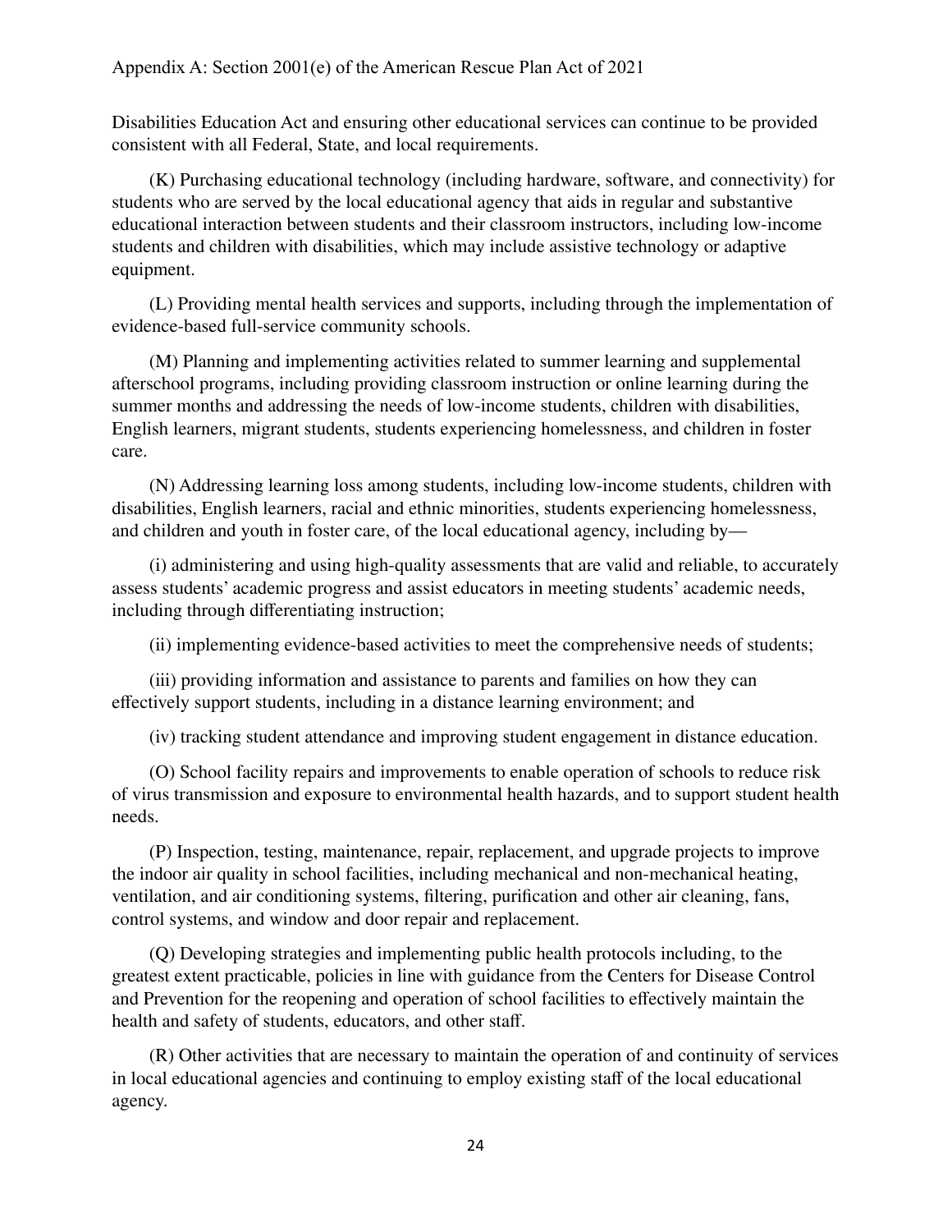Disabilities Education Act and ensuring other educational services can continue to be provided consistent with all Federal, State, and local requirements.

(K) Purchasing educational technology (including hardware, software, and connectivity) for students who are served by the local educational agency that aids in regular and substantive educational interaction between students and their classroom instructors, including low-income students and children with disabilities, which may include assistive technology or adaptive equipment.

(L) Providing mental health services and supports, including through the implementation of evidence-based full-service community schools.

(M) Planning and implementing activities related to summer learning and supplemental afterschool programs, including providing classroom instruction or online learning during the summer months and addressing the needs of low-income students, children with disabilities, English learners, migrant students, students experiencing homelessness, and children in foster care.

(N) Addressing learning loss among students, including low-income students, children with disabilities, English learners, racial and ethnic minorities, students experiencing homelessness, and children and youth in foster care, of the local educational agency, including by—

(i) administering and using high-quality assessments that are valid and reliable, to accurately assess students' academic progress and assist educators in meeting students' academic needs, including through differentiating instruction;

(ii) implementing evidence-based activities to meet the comprehensive needs of students;

(iii) providing information and assistance to parents and families on how they can effectively support students, including in a distance learning environment; and

(iv) tracking student attendance and improving student engagement in distance education.

(O) School facility repairs and improvements to enable operation of schools to reduce risk of virus transmission and exposure to environmental health hazards, and to support student health needs.

(P) Inspection, testing, maintenance, repair, replacement, and upgrade projects to improve the indoor air quality in school facilities, including mechanical and non-mechanical heating, ventilation, and air conditioning systems, filtering, purification and other air cleaning, fans, control systems, and window and door repair and replacement.

(Q) Developing strategies and implementing public health protocols including, to the greatest extent practicable, policies in line with guidance from the Centers for Disease Control and Prevention for the reopening and operation of school facilities to effectively maintain the health and safety of students, educators, and other staff.

(R) Other activities that are necessary to maintain the operation of and continuity of services in local educational agencies and continuing to employ existing staff of the local educational agency.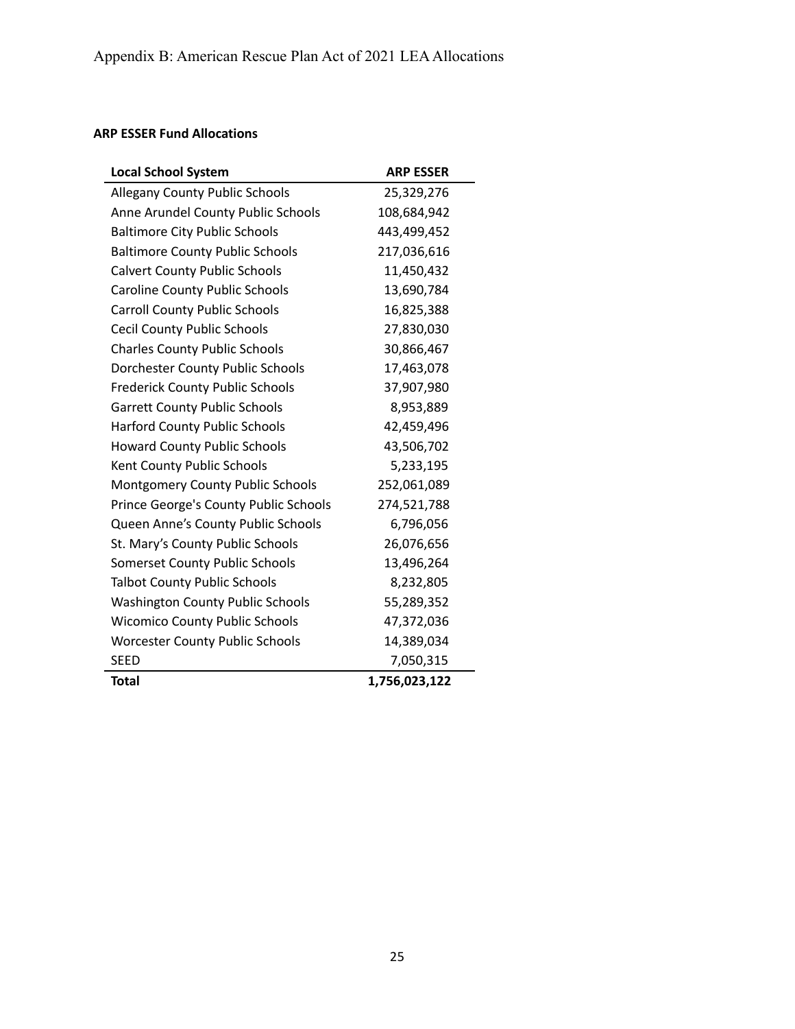# Appendix B: American Rescue Plan Act of 2021 LEA Allocations

**ARP ESSER Fund Allocations**

| Local School System | ARP ESSER |
| --- | --- |
| Allegany County Public Schools | 25,329,276 |
| Anne Arundel County Public Schools | 108,684,942 |
| Baltimore City Public Schools | 443,499,452 |
| Baltimore County Public Schools | 217,036,616 |
| Calvert County Public Schools | 11,450,432 |
| Caroline County Public Schools | 13,690,784 |
| Carroll County Public Schools | 16,825,388 |
| Cecil County Public Schools | 27,830,030 |
| Charles County Public Schools | 30,866,467 |
| Dorchester County Public Schools | 17,463,078 |
| Frederick County Public Schools | 37,907,980 |
| Garrett County Public Schools | 8,953,889 |
| Harford County Public Schools | 42,459,496 |
| Howard County Public Schools | 43,506,702 |
| Kent County Public Schools | 5,233,195 |
| Montgomery County Public Schools | 252,061,089 |
| Prince George's County Public Schools | 274,521,788 |
| Queen Anne’s County Public Schools | 6,796,056 |
| St. Mary’s County Public Schools | 26,076,656 |
| Somerset County Public Schools | 13,496,264 |
| Talbot County Public Schools | 8,232,805 |
| Washington County Public Schools | 55,289,352 |
| Wicomico County Public Schools | 47,372,036 |
| Worcester County Public Schools | 14,389,034 |
| SEED | 7,050,315 |
| **Total** | **1,756,023,122** |